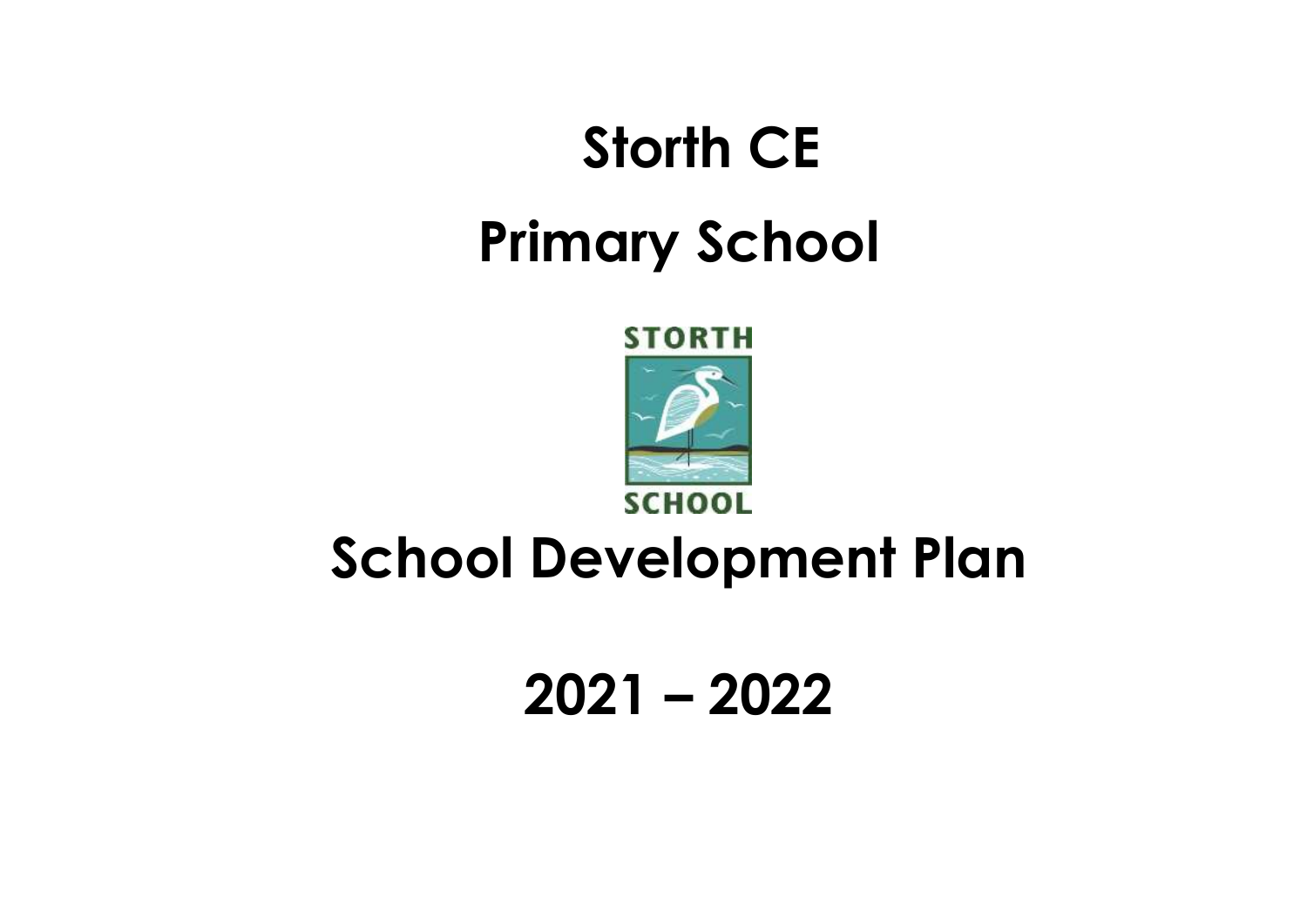# Storth CE

# Primary School

STORTH

SCHOOL

# School Development Plan

# 2021 – 2022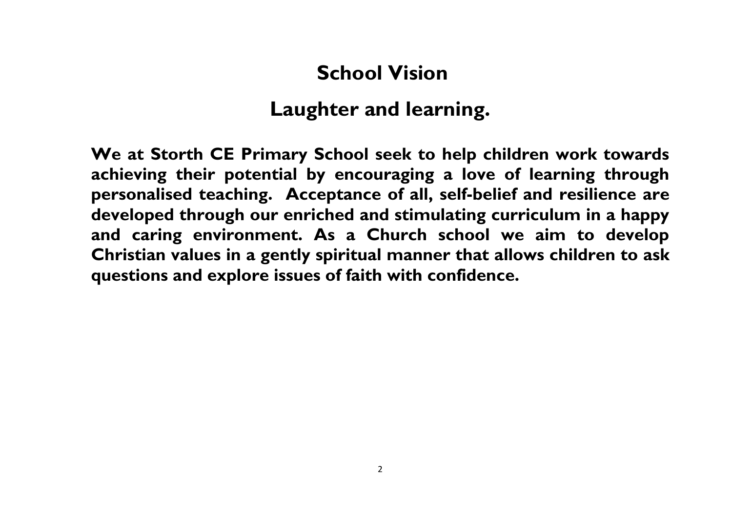# School Vision

## Laughter and learning.

**We at Storth CE Primary School seek to help children work towards achieving their potential by encouraging a love of learning through personalised teaching. Acceptance of all, self-belief and resilience are developed through our enriched and stimulating curriculum in a happy and caring environment. As a Church school we aim to develop Christian values in a gently spiritual manner that allows children to ask questions and explore issues of faith with confidence.**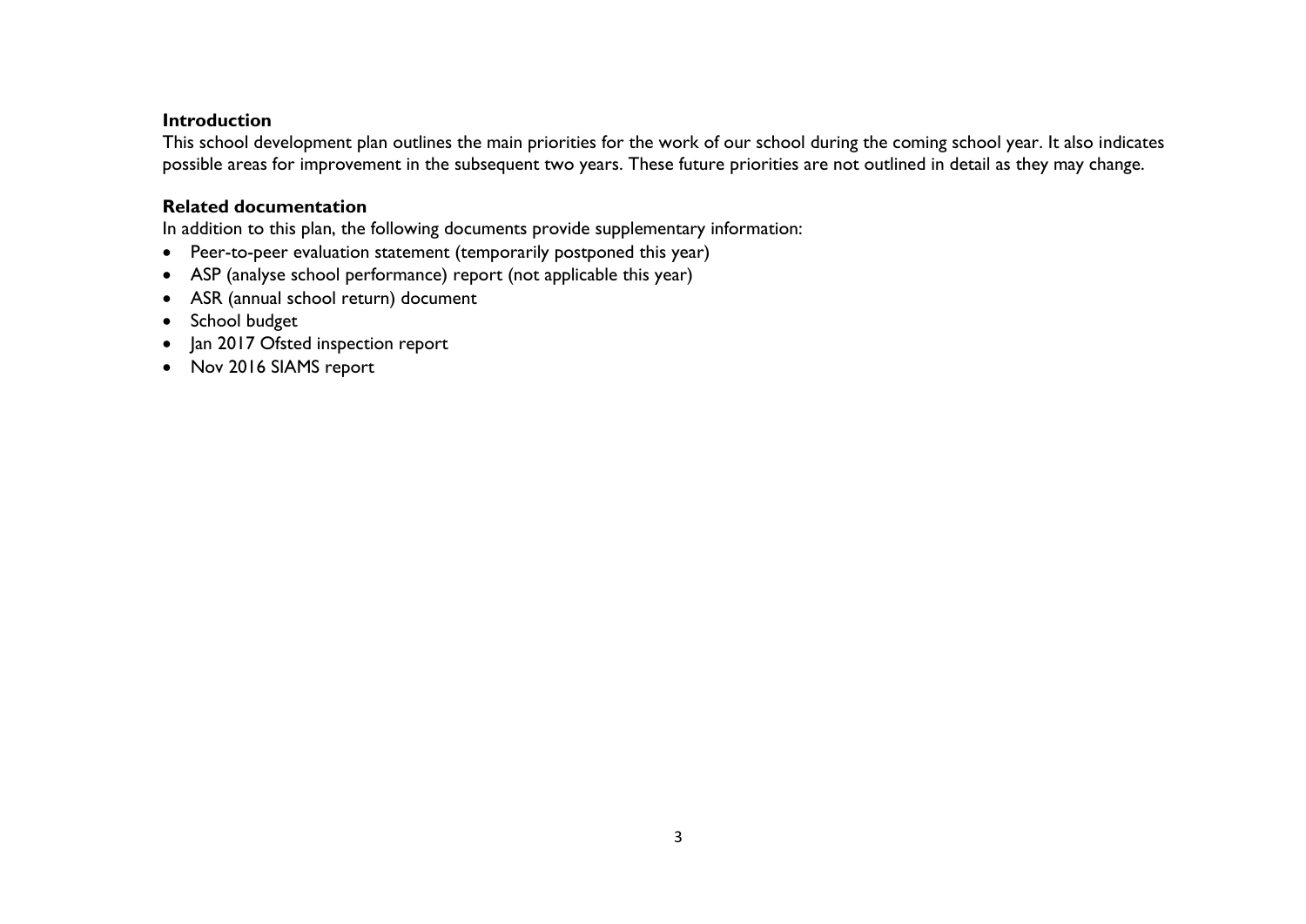**Introduction**

This school development plan outlines the main priorities for the work of our school during the coming school year. It also indicates possible areas for improvement in the subsequent two years. These future priorities are not outlined in detail as they may change.

**Related documentation**

In addition to this plan, the following documents provide supplementary information:

- Peer-to-peer evaluation statement (temporarily postponed this year)
- ASP (analyse school performance) report (not applicable this year)
- ASR (annual school return) document
- School budget
- Jan 2017 Ofsted inspection report
- Nov 2016 SIAMS report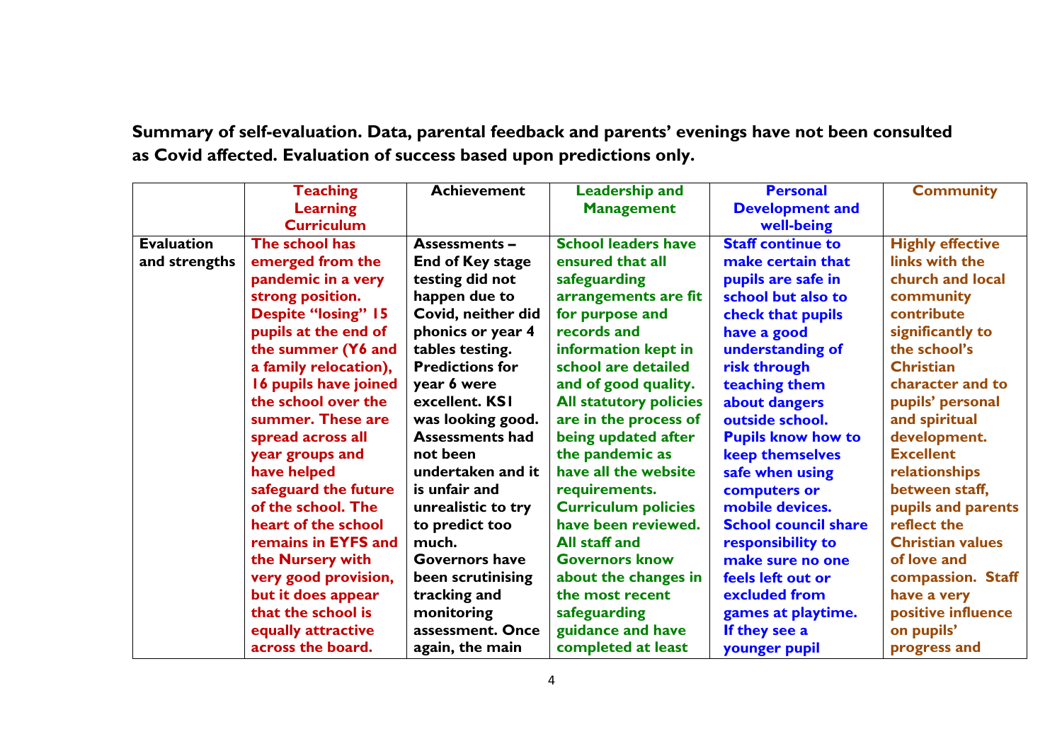**Summary of self-evaluation. Data, parental feedback and parents' evenings have not been consulted as Covid affected. Evaluation of success based upon predictions only.**

| | Teaching Learning Curriculum | Achievement | Leadership and Management | Personal Development and well-being | Community |
|---|---|---|---|---|---|
| **Evaluation and strengths** | The school has emerged from the pandemic in a very strong position. Despite "losing" 15 pupils at the end of the summer (Y6 and a family relocation), 16 pupils have joined the school over the summer. These are spread across all year groups and have helped safeguard the future of the school. The heart of the school remains in EYFS and the Nursery with very good provision, but it does appear that the school is equally attractive across the board. | Assessments – End of Key stage testing did not happen due to Covid, neither did phonics or year 4 tables testing. Predictions for year 6 were excellent. KS1 was looking good. Assessments had not been undertaken and it is unfair and unrealistic to try to predict too much. Governors have been scrutinising tracking and monitoring assessment. Once again, the main | School leaders have ensured that all safeguarding arrangements are fit for purpose and records and information kept in school are detailed and of good quality. All statutory policies are in the process of being updated after the pandemic as have all the website requirements. Curriculum policies have been reviewed. All staff and Governors know about the changes in the most recent safeguarding guidance and have completed at least | Staff continue to make certain that pupils are safe in school but also to check that pupils have a good understanding of risk through teaching them about dangers outside school. Pupils know how to keep themselves safe when using computers or mobile devices. School council share responsibility to make sure no one feels left out or excluded from games at playtime. If they see a younger pupil | Highly effective links with the church and local community contribute significantly to the school's Christian character and to pupils' personal and spiritual development. Excellent relationships between staff, pupils and parents reflect the Christian values of love and compassion. Staff have a very positive influence on pupils' progress and |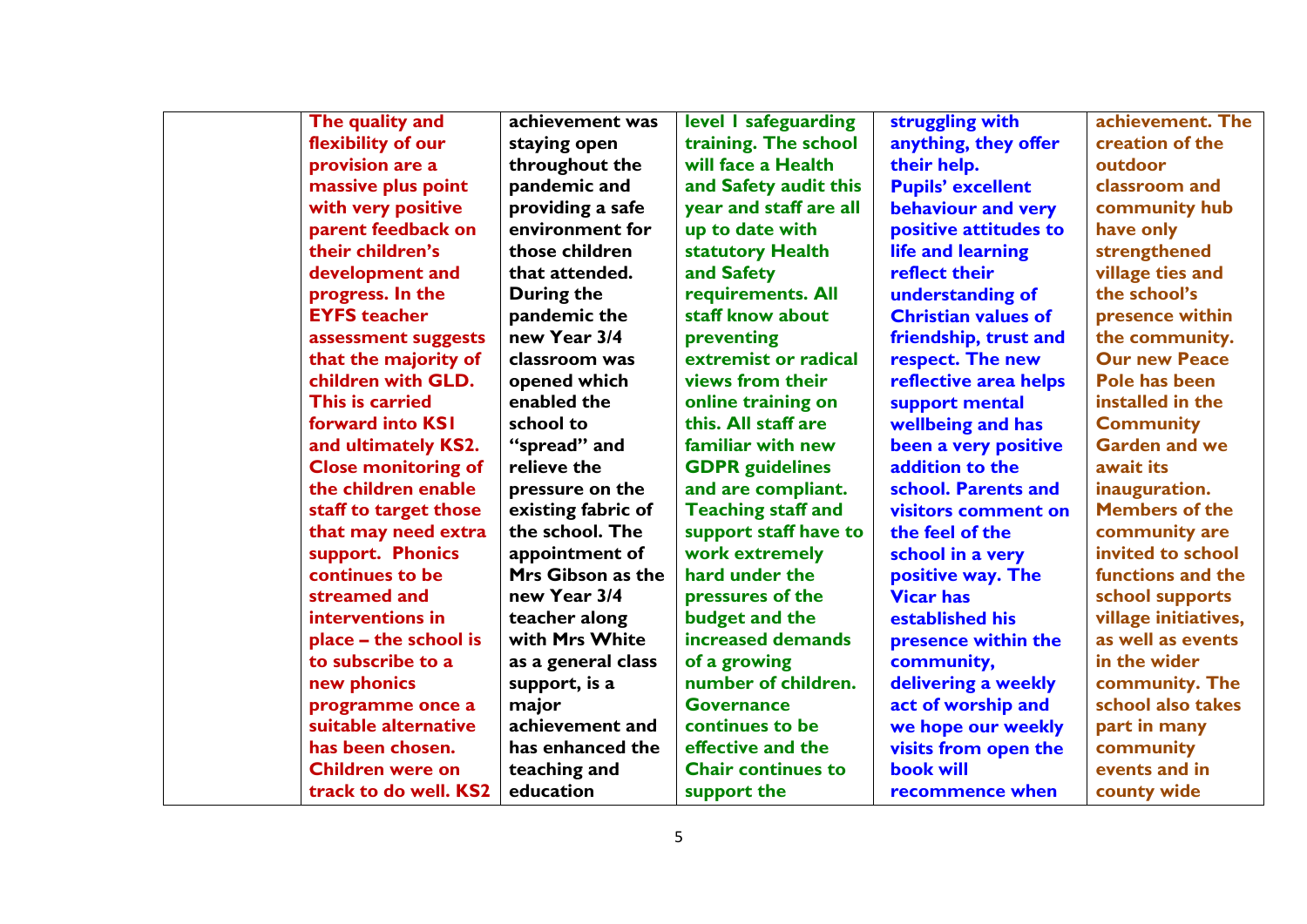|  | The quality and flexibility of our provision are a massive plus point with very positive parent feedback on their children's development and progress. In the EYFS teacher assessment suggests that the majority of children with GLD. This is carried forward into KS1 and ultimately KS2. Close monitoring of the children enable staff to target those that may need extra support. Phonics continues to be streamed and interventions in place – the school is to subscribe to a new phonics programme once a suitable alternative has been chosen. Children were on track to do well. KS2 | achievement was staying open throughout the pandemic and providing a safe environment for those children that attended. During the pandemic the new Year 3/4 classroom was opened which enabled the school to "spread" and relieve the pressure on the existing fabric of the school. The appointment of Mrs Gibson as the new Year 3/4 teacher along with Mrs White as a general class support, is a major achievement and has enhanced the teaching and education | level 1 safeguarding training. The school will face a Health and Safety audit this year and staff are all up to date with statutory Health and Safety requirements. All staff know about preventing extremist or radical views from their online training on this. All staff are familiar with new GDPR guidelines and are compliant. Teaching staff and support staff have to work extremely hard under the pressures of the budget and the increased demands of a growing number of children. Governance continues to be effective and the Chair continues to support the | struggling with anything, they offer their help. Pupils' excellent behaviour and very positive attitudes to life and learning reflect their understanding of Christian values of friendship, trust and respect. The new reflective area helps support mental wellbeing and has been a very positive addition to the school. Parents and visitors comment on the feel of the school in a very positive way. The Vicar has established his presence within the community, delivering a weekly act of worship and we hope our weekly visits from open the book will recommence when | achievement. The creation of the outdoor classroom and community hub have only strengthened village ties and the school's presence within the community. Our new Peace Pole has been installed in the Community Garden and we await its inauguration. Members of the community are invited to school functions and the school supports village initiatives, as well as events in the wider community. The school also takes part in many community events and in county wide |
|---|---|---|---|---|---|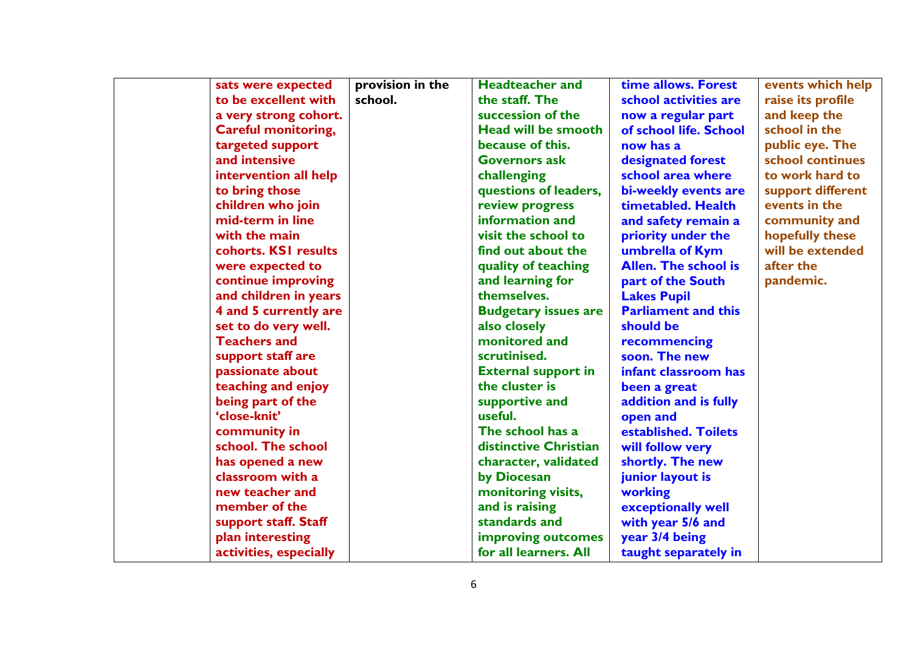| | | | | | |
|---|---|---|---|---|---|
| | **sats were expected to be excellent with a very strong cohort. Careful monitoring, targeted support and intensive intervention all help to bring those children who join mid-term in line with the main cohorts. KS1 results were expected to continue improving and children in years 4 and 5 currently are set to do very well. Teachers and support staff are passionate about teaching and enjoy being part of the 'close-knit' community in school. The school has opened a new classroom with a new teacher and member of the support staff. Staff plan interesting activities, especially** | **provision in the school.** | **Headteacher and the staff. The succession of the Head will be smooth because of this. Governors ask challenging questions of leaders, review progress information and visit the school to find out about the quality of teaching and learning for themselves. Budgetary issues are also closely monitored and scrutinised. External support in the cluster is supportive and useful. The school has a distinctive Christian character, validated by Diocesan monitoring visits, and is raising standards and improving outcomes for all learners. All** | **time allows. Forest school activities are now a regular part of school life. School now has a designated forest school area where bi-weekly events are timetabled. Health and safety remain a priority under the umbrella of Kym Allen. The school is part of the South Lakes Pupil Parliament and this should be recommencing soon. The new infant classroom has been a great addition and is fully open and established. Toilets will follow very shortly. The new junior layout is working exceptionally well with year 5/6 and year 3/4 being taught separately in** | **events which help raise its profile and keep the school in the public eye. The school continues to work hard to support different events in the community and hopefully these will be extended after the pandemic.** |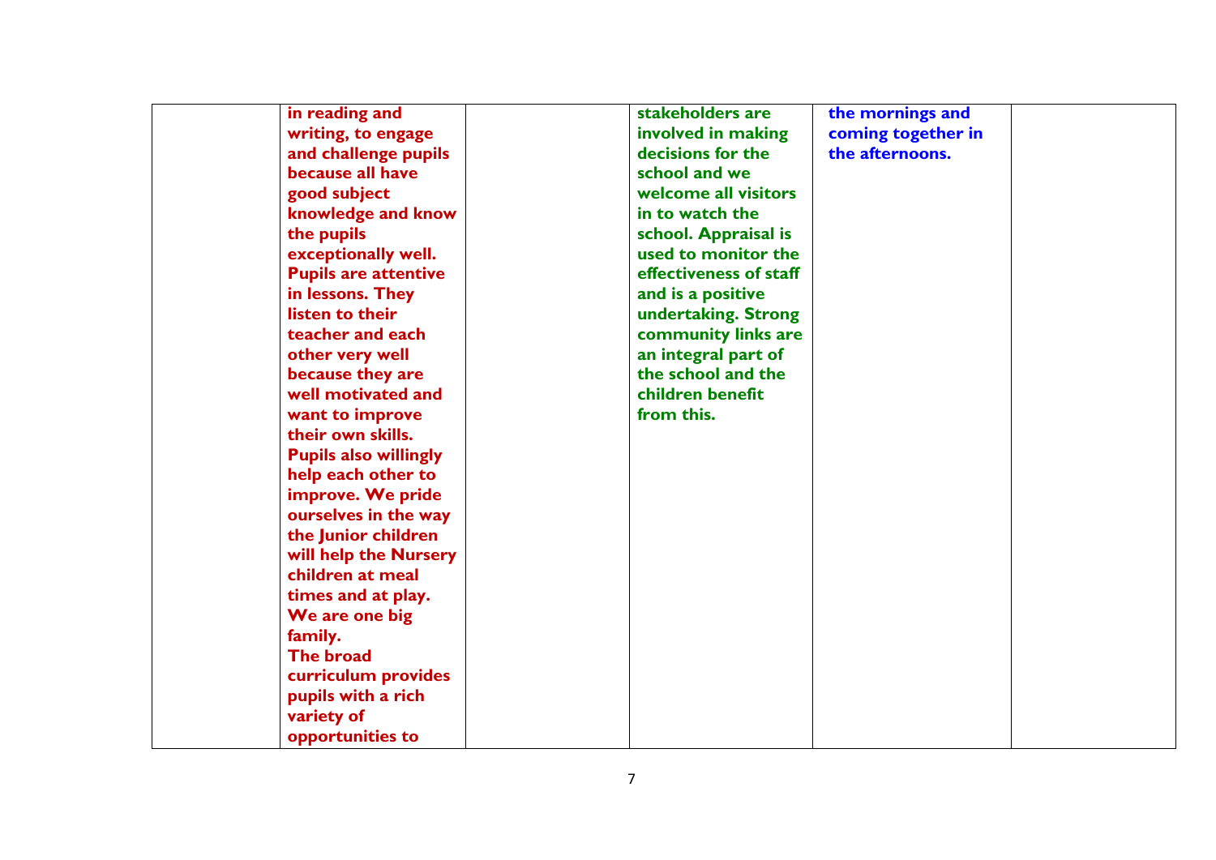|  |  |  |  |  |  |
|---|---|---|---|---|---|
|  | **in reading and writing, to engage and challenge pupils because all have good subject knowledge and know the pupils exceptionally well. Pupils are attentive in lessons. They listen to their teacher and each other very well because they are well motivated and want to improve their own skills. Pupils also willingly help each other to improve. We pride ourselves in the way the Junior children will help the Nursery children at meal times and at play. We are one big family. The broad curriculum provides pupils with a rich variety of opportunities to** |  | **stakeholders are involved in making decisions for the school and we welcome all visitors in to watch the school. Appraisal is used to monitor the effectiveness of staff and is a positive undertaking. Strong community links are an integral part of the school and the children benefit from this.** | **the mornings and coming together in the afternoons.** |  |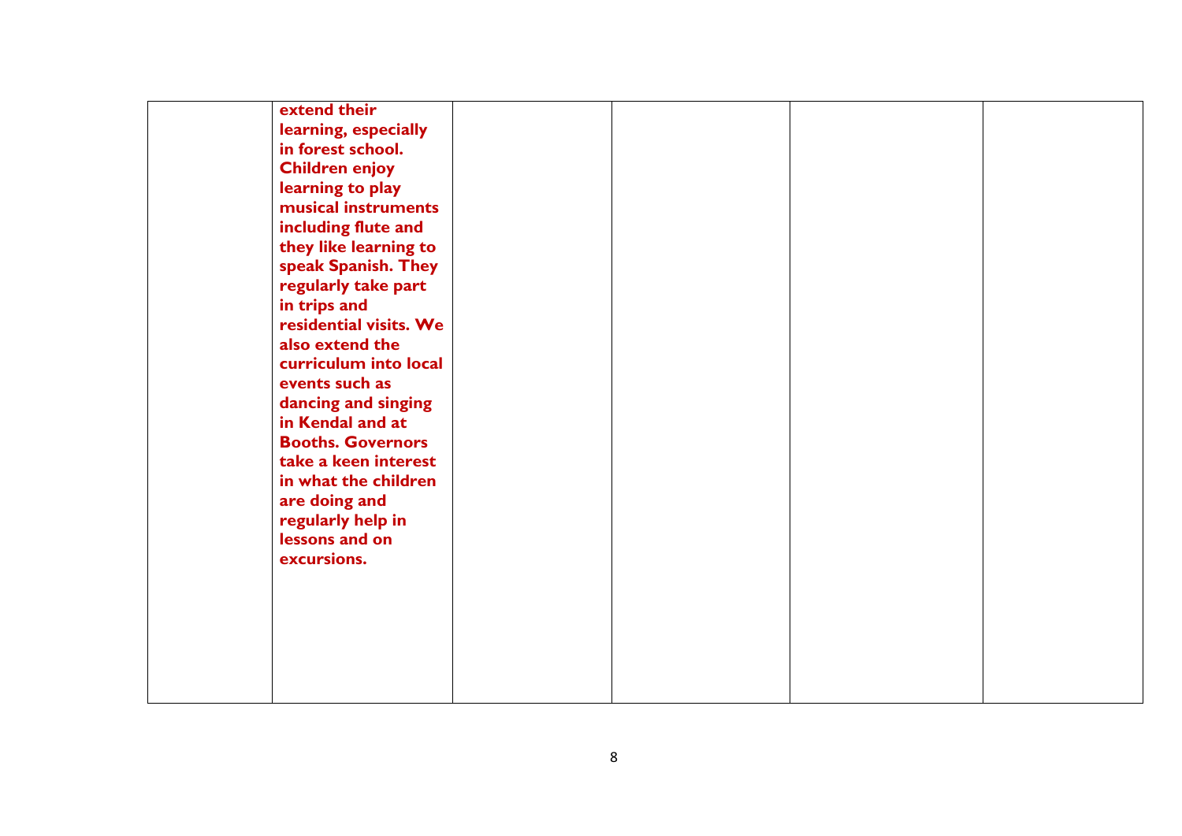| | | | | | |
|---|---|---|---|---|---|
| | **extend their learning, especially in forest school. Children enjoy learning to play musical instruments including flute and they like learning to speak Spanish. They regularly take part in trips and residential visits. We also extend the curriculum into local events such as dancing and singing in Kendal and at Booths. Governors take a keen interest in what the children are doing and regularly help in lessons and on excursions.** | | | | |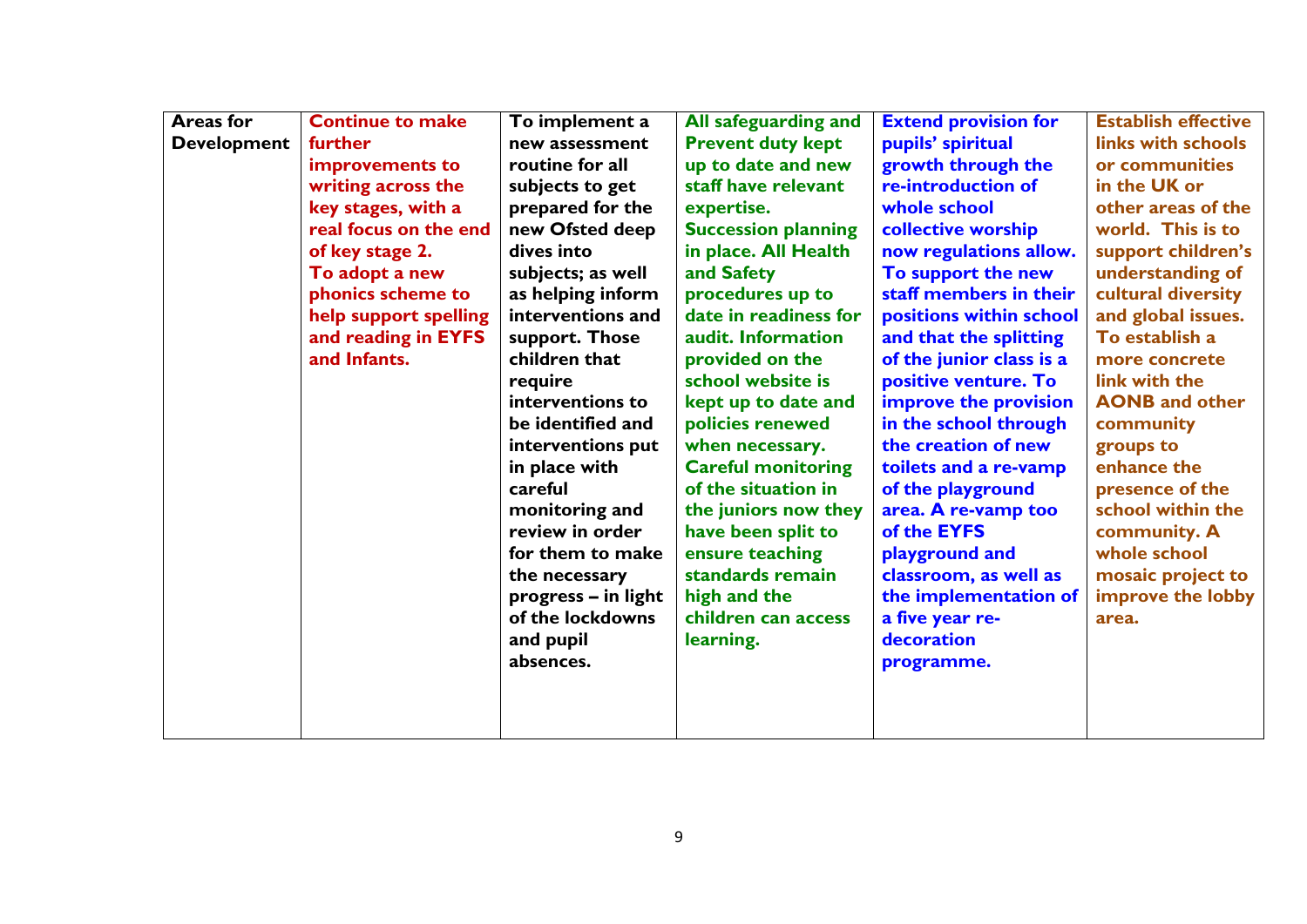| **Areas for Development** | **Continue to make further improvements to writing across the key stages, with a real focus on the end of key stage 2. To adopt a new phonics scheme to help support spelling and reading in EYFS and Infants.** | **To implement a new assessment routine for all subjects to get prepared for the new Ofsted deep dives into subjects; as well as helping inform interventions and support. Those children that require interventions to be identified and interventions put in place with careful monitoring and review in order for them to make the necessary progress – in light of the lockdowns and pupil absences.** | **All safeguarding and Prevent duty kept up to date and new staff have relevant expertise. Succession planning in place. All Health and Safety procedures up to date in readiness for audit. Information provided on the school website is kept up to date and policies renewed when necessary. Careful monitoring of the situation in the juniors now they have been split to ensure teaching standards remain high and the children can access learning.** | **Extend provision for pupils' spiritual growth through the re-introduction of whole school collective worship now regulations allow. To support the new staff members in their positions within school and that the splitting of the junior class is a positive venture. To improve the provision in the school through the creation of new toilets and a re-vamp of the playground area. A re-vamp too of the EYFS playground and classroom, as well as the implementation of a five year re-decoration programme.** | **Establish effective links with schools or communities in the UK or other areas of the world. This is to support children's understanding of cultural diversity and global issues. To establish a more concrete link with the AONB and other community groups to enhance the presence of the school within the community. A whole school mosaic project to improve the lobby area.** |
|---|---|---|---|---|---|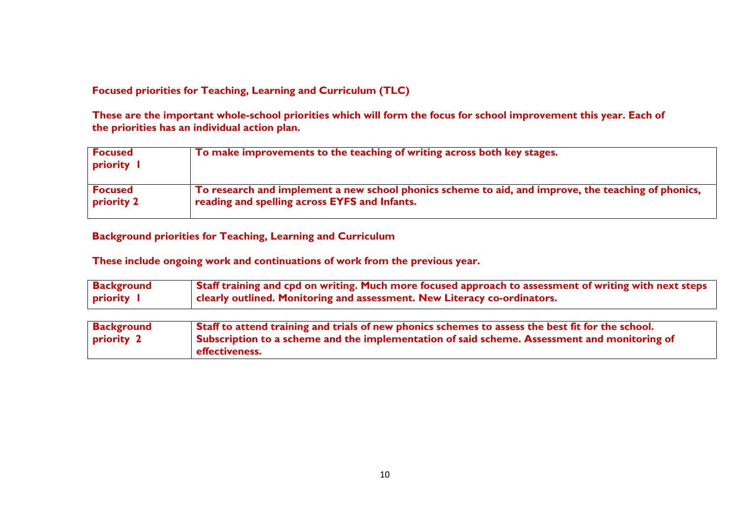**Focused priorities for Teaching, Learning and Curriculum (TLC)**

**These are the important whole-school priorities which will form the focus for school improvement this year. Each of the priorities has an individual action plan.**

| | |
|---|---|
| **Focused priority 1** | **To make improvements to the teaching of writing across both key stages.** |
| **Focused priority 2** | **To research and implement a new school phonics scheme to aid, and improve, the teaching of phonics, reading and spelling across EYFS and Infants.** |

**Background priorities for Teaching, Learning and Curriculum**

**These include ongoing work and continuations of work from the previous year.**

| | |
|---|---|
| **Background priority 1** | **Staff training and cpd on writing. Much more focused approach to assessment of writing with next steps clearly outlined. Monitoring and assessment. New Literacy co-ordinators.** |

| | |
|---|---|
| **Background priority 2** | **Staff to attend training and trials of new phonics schemes to assess the best fit for the school. Subscription to a scheme and the implementation of said scheme. Assessment and monitoring of effectiveness.** |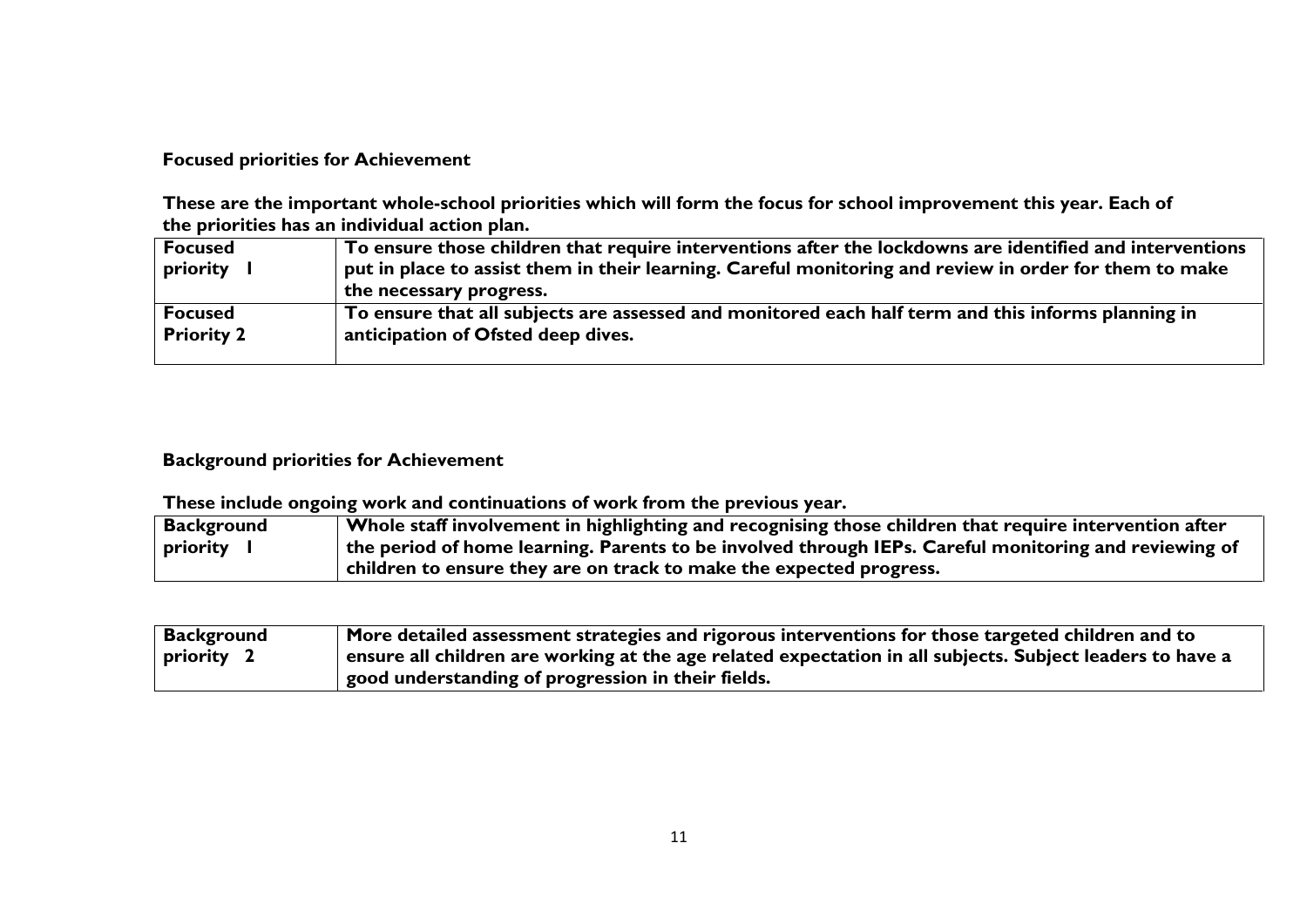**Focused priorities for Achievement**

**These are the important whole-school priorities which will form the focus for school improvement this year. Each of the priorities has an individual action plan.**

| | |
|---|---|
| **Focused priority 1** | **To ensure those children that require interventions after the lockdowns are identified and interventions put in place to assist them in their learning. Careful monitoring and review in order for them to make the necessary progress.** |
| **Focused Priority 2** | **To ensure that all subjects are assessed and monitored each half term and this informs planning in anticipation of Ofsted deep dives.** |

**Background priorities for Achievement**

**These include ongoing work and continuations of work from the previous year.**

| | |
|---|---|
| **Background priority 1** | **Whole staff involvement in highlighting and recognising those children that require intervention after the period of home learning. Parents to be involved through IEPs. Careful monitoring and reviewing of children to ensure they are on track to make the expected progress.** |

| | |
|---|---|
| **Background priority 2** | **More detailed assessment strategies and rigorous interventions for those targeted children and to ensure all children are working at the age related expectation in all subjects. Subject leaders to have a good understanding of progression in their fields.** |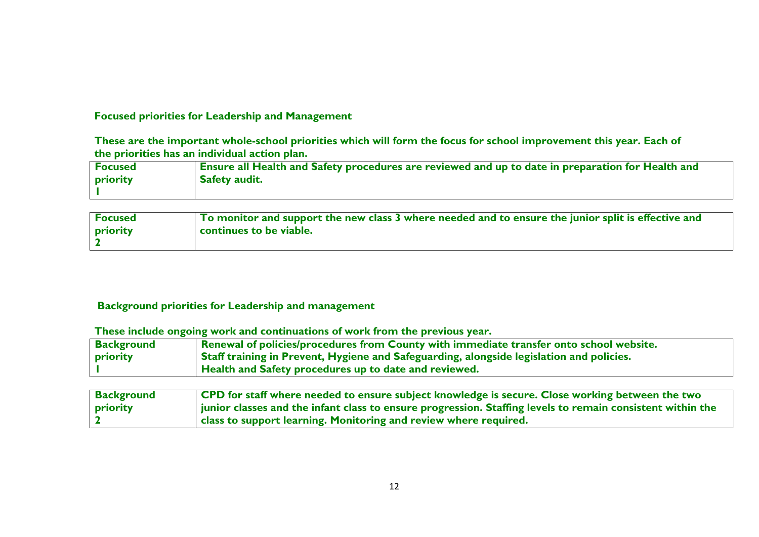## Focused priorities for Leadership and Management

**These are the important whole-school priorities which will form the focus for school improvement this year. Each of the priorities has an individual action plan.**

| Focused priority 1 | Ensure all Health and Safety procedures are reviewed and up to date in preparation for Health and Safety audit. |
|---|---|

| Focused priority 2 | To monitor and support the new class 3 where needed and to ensure the junior split is effective and continues to be viable. |
|---|---|

## Background priorities for Leadership and management

**These include ongoing work and continuations of work from the previous year.**

| Background priority 1 | Renewal of policies/procedures from County with immediate transfer onto school website. Staff training in Prevent, Hygiene and Safeguarding, alongside legislation and policies. Health and Safety procedures up to date and reviewed. |
|---|---|

| Background priority 2 | CPD for staff where needed to ensure subject knowledge is secure. Close working between the two junior classes and the infant class to ensure progression. Staffing levels to remain consistent within the class to support learning. Monitoring and review where required. |
|---|---|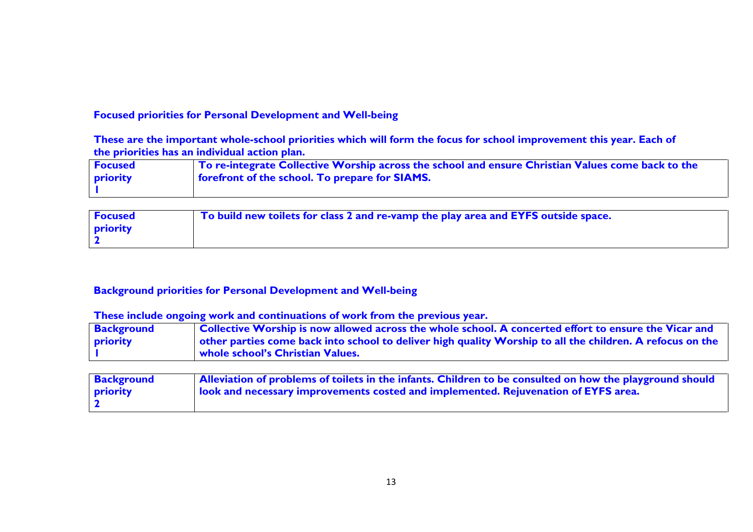**Focused priorities for Personal Development and Well-being**

**These are the important whole-school priorities which will form the focus for school improvement this year. Each of the priorities has an individual action plan.**

| **Focused priority 1** | **To re-integrate Collective Worship across the school and ensure Christian Values come back to the forefront of the school. To prepare for SIAMS.** |
|---|---|

| **Focused priority 2** | **To build new toilets for class 2 and re-vamp the play area and EYFS outside space.** |
|---|---|

**Background priorities for Personal Development and Well-being**

**These include ongoing work and continuations of work from the previous year.**

| **Background priority 1** | **Collective Worship is now allowed across the whole school. A concerted effort to ensure the Vicar and other parties come back into school to deliver high quality Worship to all the children. A refocus on the whole school's Christian Values.** |
|---|---|

| **Background priority 2** | **Alleviation of problems of toilets in the infants. Children to be consulted on how the playground should look and necessary improvements costed and implemented. Rejuvenation of EYFS area.** |
|---|---|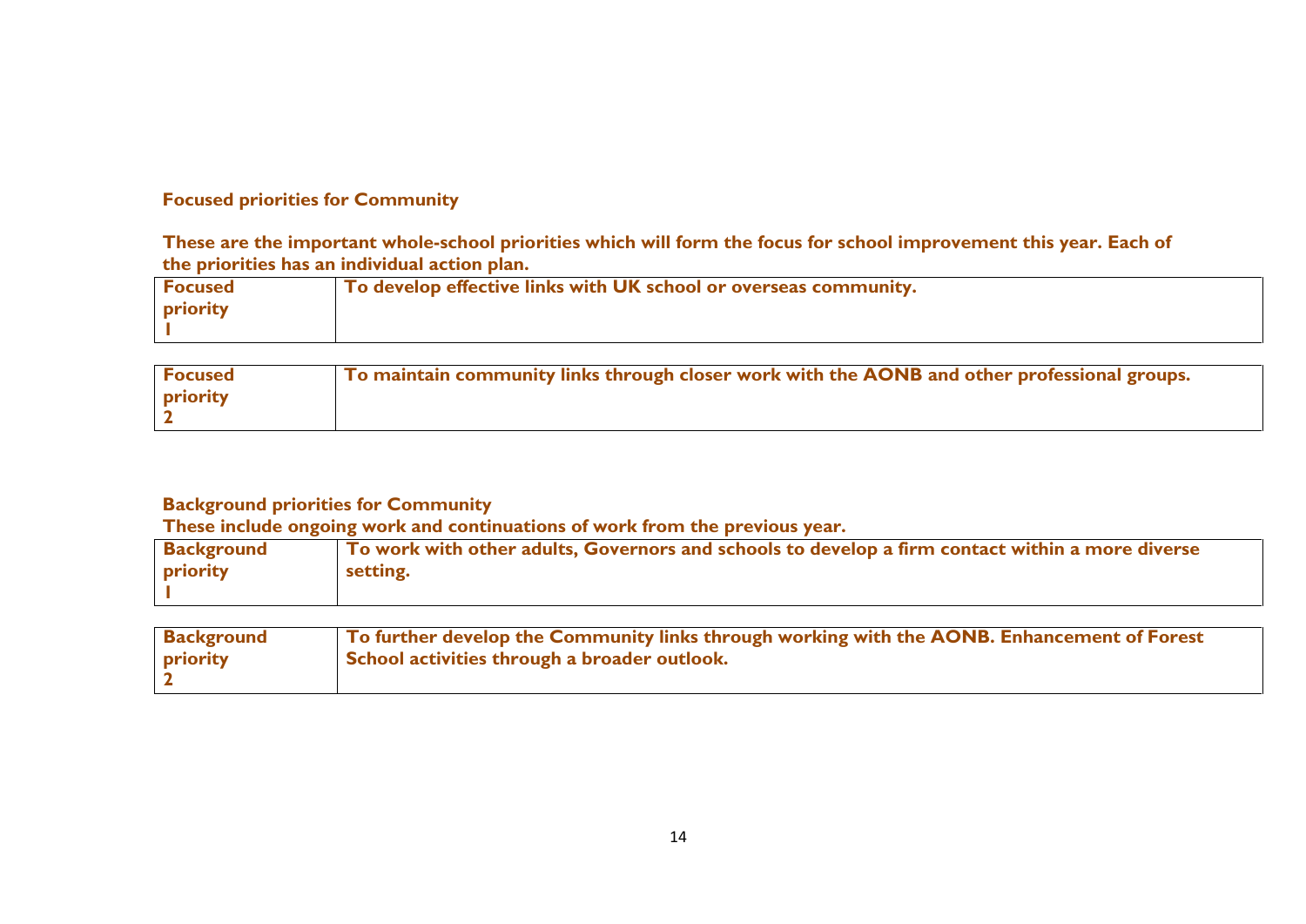**Focused priorities for Community**

**These are the important whole-school priorities which will form the focus for school improvement this year. Each of the priorities has an individual action plan.**

| **Focused priority 1** | **To develop effective links with UK school or overseas community.** |
|---|---|

| **Focused priority 2** | **To maintain community links through closer work with the AONB and other professional groups.** |
|---|---|

**Background priorities for Community**

**These include ongoing work and continuations of work from the previous year.**

| **Background priority 1** | **To work with other adults, Governors and schools to develop a firm contact within a more diverse setting.** |
|---|---|

| **Background priority 2** | **To further develop the Community links through working with the AONB. Enhancement of Forest School activities through a broader outlook.** |
|---|---|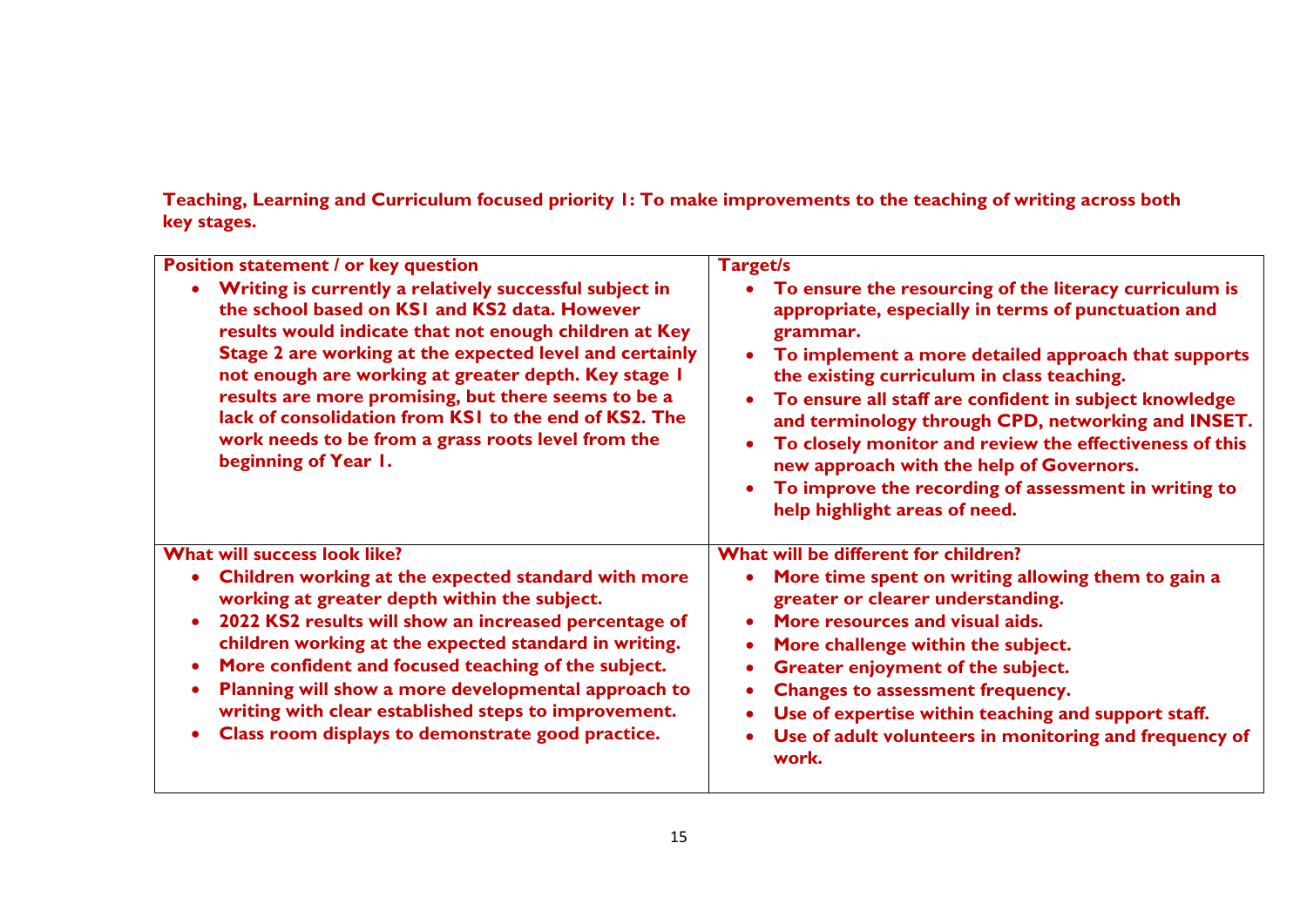**Teaching, Learning and Curriculum focused priority 1: To make improvements to the teaching of writing across both key stages.**

| **Position statement / or key question** | **Target/s** |
|---|---|
| • **Writing is currently a relatively successful subject in the school based on KS1 and KS2 data. However results would indicate that not enough children at Key Stage 2 are working at the expected level and certainly not enough are working at greater depth. Key stage 1 results are more promising, but there seems to be a lack of consolidation from KS1 to the end of KS2. The work needs to be from a grass roots level from the beginning of Year 1.** | • **To ensure the resourcing of the literacy curriculum is appropriate, especially in terms of punctuation and grammar.**<br>• **To implement a more detailed approach that supports the existing curriculum in class teaching.**<br>• **To ensure all staff are confident in subject knowledge and terminology through CPD, networking and INSET.**<br>• **To closely monitor and review the effectiveness of this new approach with the help of Governors.**<br>• **To improve the recording of assessment in writing to help highlight areas of need.** |
| **What will success look like?** | **What will be different for children?** |
| • **Children working at the expected standard with more working at greater depth within the subject.**<br>• **2022 KS2 results will show an increased percentage of children working at the expected standard in writing.**<br>• **More confident and focused teaching of the subject.**<br>• **Planning will show a more developmental approach to writing with clear established steps to improvement.**<br>• **Class room displays to demonstrate good practice.** | • **More time spent on writing allowing them to gain a greater or clearer understanding.**<br>• **More resources and visual aids.**<br>• **More challenge within the subject.**<br>• **Greater enjoyment of the subject.**<br>• **Changes to assessment frequency.**<br>• **Use of expertise within teaching and support staff.**<br>• **Use of adult volunteers in monitoring and frequency of work.** |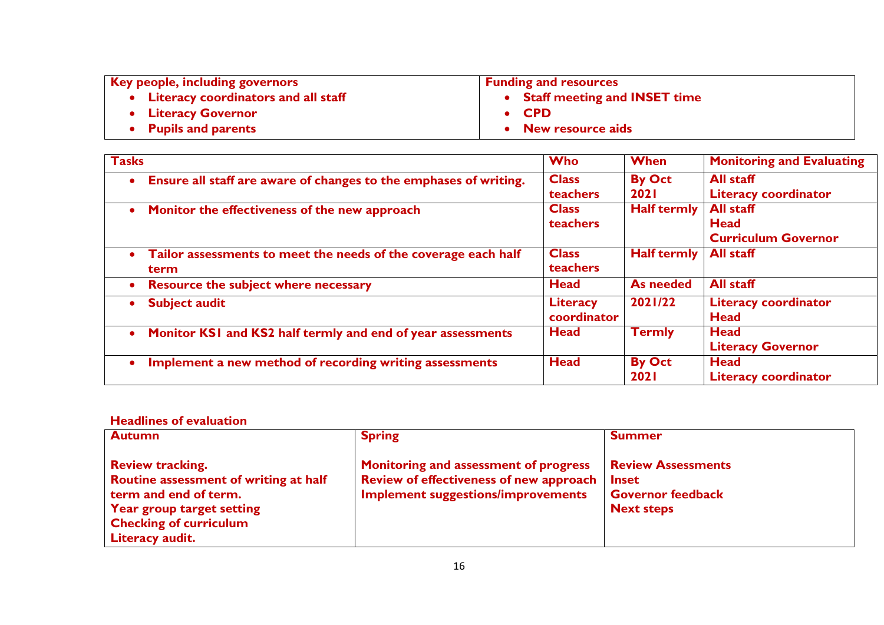| Key people, including governors | Funding and resources |
| --- | --- |
| • Literacy coordinators and all staff<br>• Literacy Governor<br>• Pupils and parents | • Staff meeting and INSET time<br>• CPD<br>• New resource aids |

| Tasks | Who | When | Monitoring and Evaluating |
| --- | --- | --- | --- |
| • Ensure all staff are aware of changes to the emphases of writing. | Class teachers | By Oct 2021 | All staff<br>Literacy coordinator |
| • Monitor the effectiveness of the new approach | Class teachers | Half termly | All staff<br>Head<br>Curriculum Governor |
| • Tailor assessments to meet the needs of the coverage each half term | Class teachers | Half termly | All staff |
| • Resource the subject where necessary | Head | As needed | All staff |
| • Subject audit | Literacy coordinator | 2021/22 | Literacy coordinator<br>Head |
| • Monitor KS1 and KS2 half termly and end of year assessments | Head | Termly | Head<br>Literacy Governor |
| • Implement a new method of recording writing assessments | Head | By Oct 2021 | Head<br>Literacy coordinator |

**Headlines of evaluation**

| Autumn | Spring | Summer |
| --- | --- | --- |
| Review tracking.<br>Routine assessment of writing at half term and end of term.<br>Year group target setting<br>Checking of curriculum<br>Literacy audit. | Monitoring and assessment of progress<br>Review of effectiveness of new approach<br>Implement suggestions/improvements | Review Assessments<br>Inset<br>Governor feedback<br>Next steps |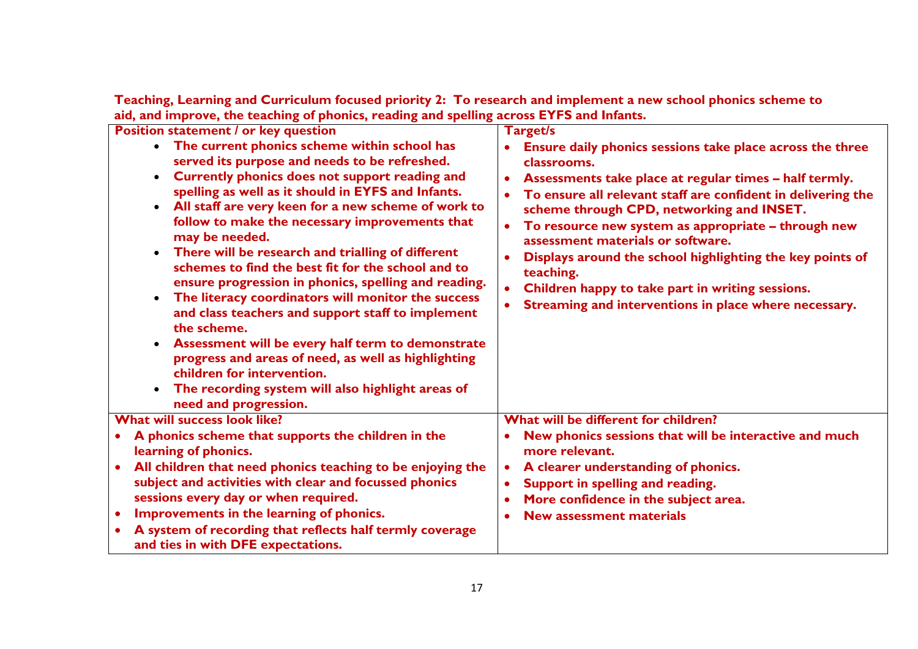**Teaching, Learning and Curriculum focused priority 2: To research and implement a new school phonics scheme to aid, and improve, the teaching of phonics, reading and spelling across EYFS and Infants.**

| **Position statement / or key question** | **Target/s** |
|---|---|
| <ul><li>**The current phonics scheme within school has served its purpose and needs to be refreshed.**</li><li>**Currently phonics does not support reading and spelling as well as it should in EYFS and Infants.**</li><li>**All staff are very keen for a new scheme of work to follow to make the necessary improvements that may be needed.**</li><li>**There will be research and trialling of different schemes to find the best fit for the school and to ensure progression in phonics, spelling and reading.**</li><li>**The literacy coordinators will monitor the success and class teachers and support staff to implement the scheme.**</li><li>**Assessment will be every half term to demonstrate progress and areas of need, as well as highlighting children for intervention.**</li><li>**The recording system will also highlight areas of need and progression.**</li></ul> | <ul><li>**Ensure daily phonics sessions take place across the three classrooms.**</li><li>**Assessments take place at regular times – half termly.**</li><li>**To ensure all relevant staff are confident in delivering the scheme through CPD, networking and INSET.**</li><li>**To resource new system as appropriate – through new assessment materials or software.**</li><li>**Displays around the school highlighting the key points of teaching.**</li><li>**Children happy to take part in writing sessions.**</li><li>**Streaming and interventions in place where necessary.**</li></ul> |
| **What will success look like?** | **What will be different for children?** |
| <ul><li>**A phonics scheme that supports the children in the learning of phonics.**</li><li>**All children that need phonics teaching to be enjoying the subject and activities with clear and focussed phonics sessions every day or when required.**</li><li>**Improvements in the learning of phonics.**</li><li>**A system of recording that reflects half termly coverage and ties in with DFE expectations.**</li></ul> | <ul><li>**New phonics sessions that will be interactive and much more relevant.**</li><li>**A clearer understanding of phonics.**</li><li>**Support in spelling and reading.**</li><li>**More confidence in the subject area.**</li><li>**New assessment materials**</li></ul> |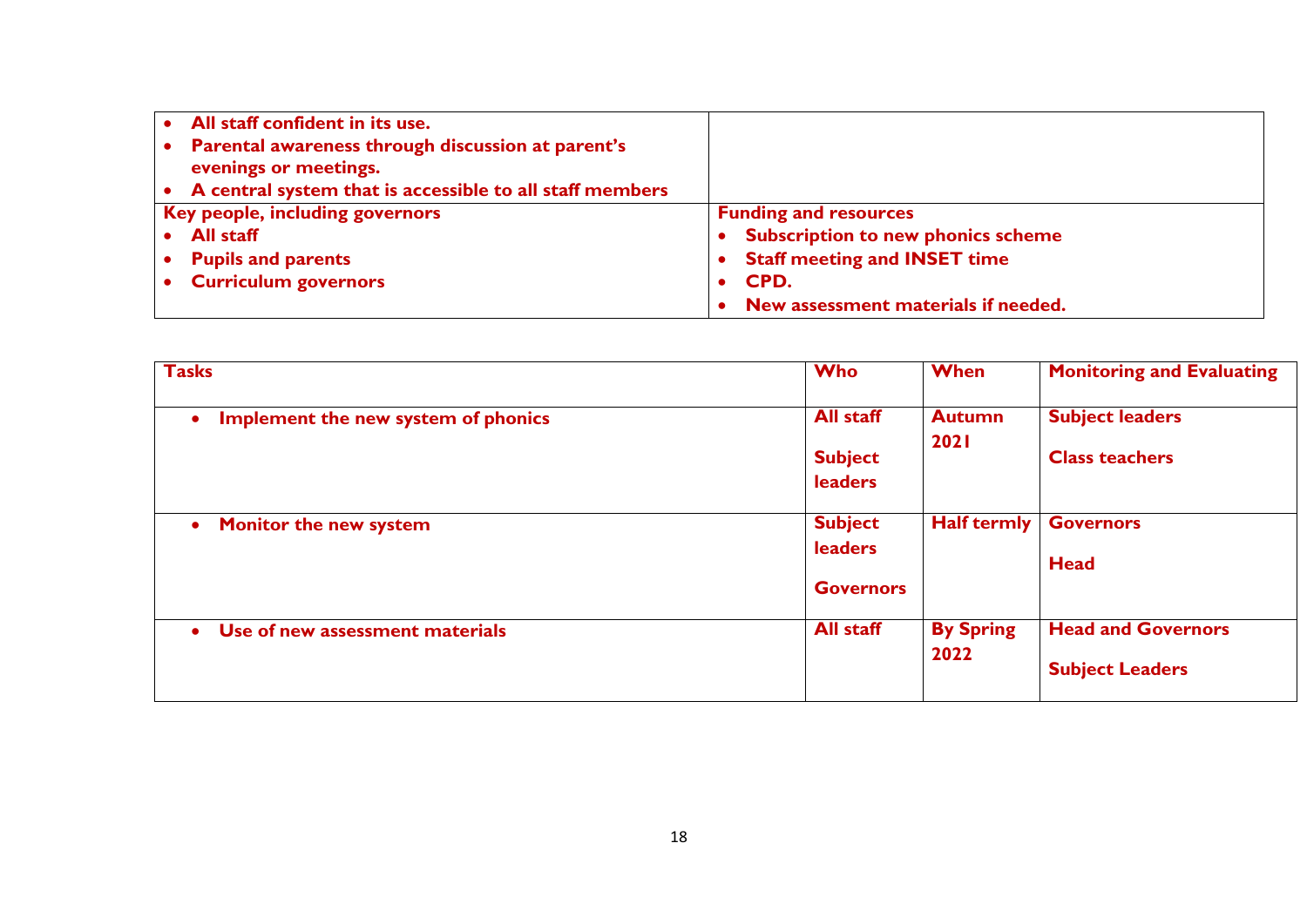| | |
|---|---|
| • All staff confident in its use.<br>• Parental awareness through discussion at parent's evenings or meetings.<br>• A central system that is accessible to all staff members | |
| **Key people, including governors**<br>• All staff<br>• Pupils and parents<br>• Curriculum governors | **Funding and resources**<br>• Subscription to new phonics scheme<br>• Staff meeting and INSET time<br>• CPD.<br>• New assessment materials if needed. |

| Tasks | Who | When | Monitoring and Evaluating |
|---|---|---|---|
| • Implement the new system of phonics | All staff<br><br>Subject leaders | Autumn 2021 | Subject leaders<br><br>Class teachers |
| • Monitor the new system | Subject leaders<br><br>Governors | Half termly | Governors<br><br>Head |
| • Use of new assessment materials | All staff | By Spring 2022 | Head and Governors<br><br>Subject Leaders |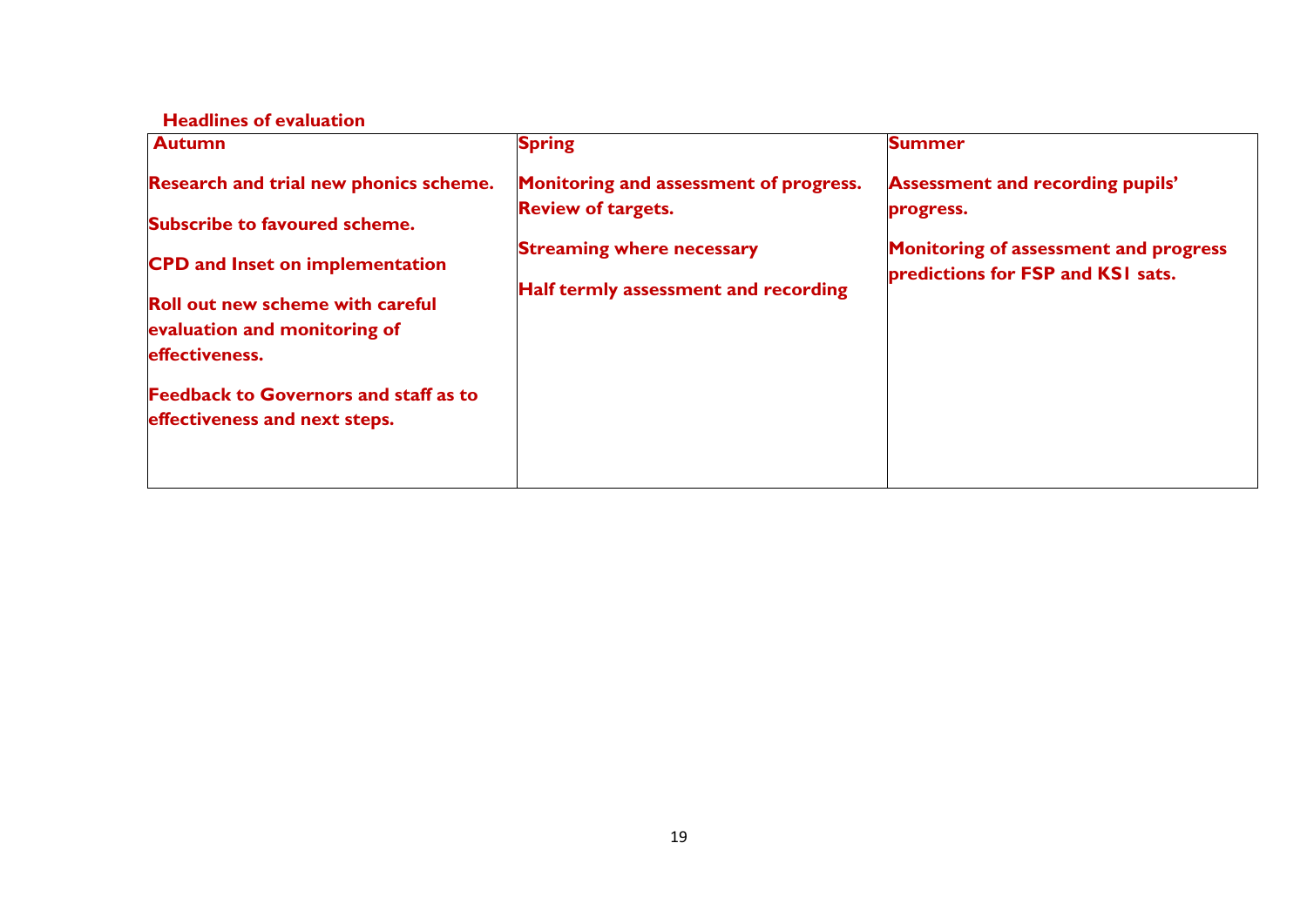**Headlines of evaluation**

| Autumn | Spring | Summer |
|---|---|---|
| **Research and trial new phonics scheme.**<br><br>**Subscribe to favoured scheme.**<br><br>**CPD and Inset on implementation**<br><br>**Roll out new scheme with careful evaluation and monitoring of effectiveness.**<br><br>**Feedback to Governors and staff as to effectiveness and next steps.** | **Monitoring and assessment of progress.**<br>**Review of targets.**<br><br>**Streaming where necessary**<br><br>**Half termly assessment and recording** | **Assessment and recording pupils' progress.**<br><br>**Monitoring of assessment and progress predictions for FSP and KS1 sats.** |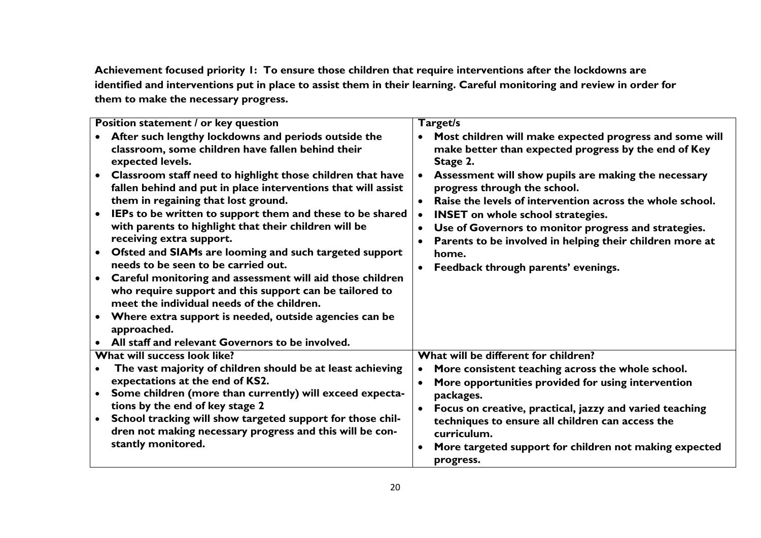**Achievement focused priority 1: To ensure those children that require interventions after the lockdowns are identified and interventions put in place to assist them in their learning. Careful monitoring and review in order for them to make the necessary progress.**

| **Position statement / or key question** | **Target/s** |
|---|---|
| • **After such lengthy lockdowns and periods outside the classroom, some children have fallen behind their expected levels.**<br>• **Classroom staff need to highlight those children that have fallen behind and put in place interventions that will assist them in regaining that lost ground.**<br>• **IEPs to be written to support them and these to be shared with parents to highlight that their children will be receiving extra support.**<br>• **Ofsted and SIAMs are looming and such targeted support needs to be seen to be carried out.**<br>• **Careful monitoring and assessment will aid those children who require support and this support can be tailored to meet the individual needs of the children.**<br>• **Where extra support is needed, outside agencies can be approached.**<br>• **All staff and relevant Governors to be involved.** | • **Most children will make expected progress and some will make better than expected progress by the end of Key Stage 2.**<br>• **Assessment will show pupils are making the necessary progress through the school.**<br>• **Raise the levels of intervention across the whole school.**<br>• **INSET on whole school strategies.**<br>• **Use of Governors to monitor progress and strategies.**<br>• **Parents to be involved in helping their children more at home.**<br>• **Feedback through parents' evenings.** |
| **What will success look like?** | **What will be different for children?** |
| • **The vast majority of children should be at least achieving expectations at the end of KS2.**<br>• **Some children (more than currently) will exceed expectations by the end of key stage 2**<br>• **School tracking will show targeted support for those children not making necessary progress and this will be constantly monitored.** | • **More consistent teaching across the whole school.**<br>• **More opportunities provided for using intervention packages.**<br>• **Focus on creative, practical, jazzy and varied teaching techniques to ensure all children can access the curriculum.**<br>• **More targeted support for children not making expected progress.** |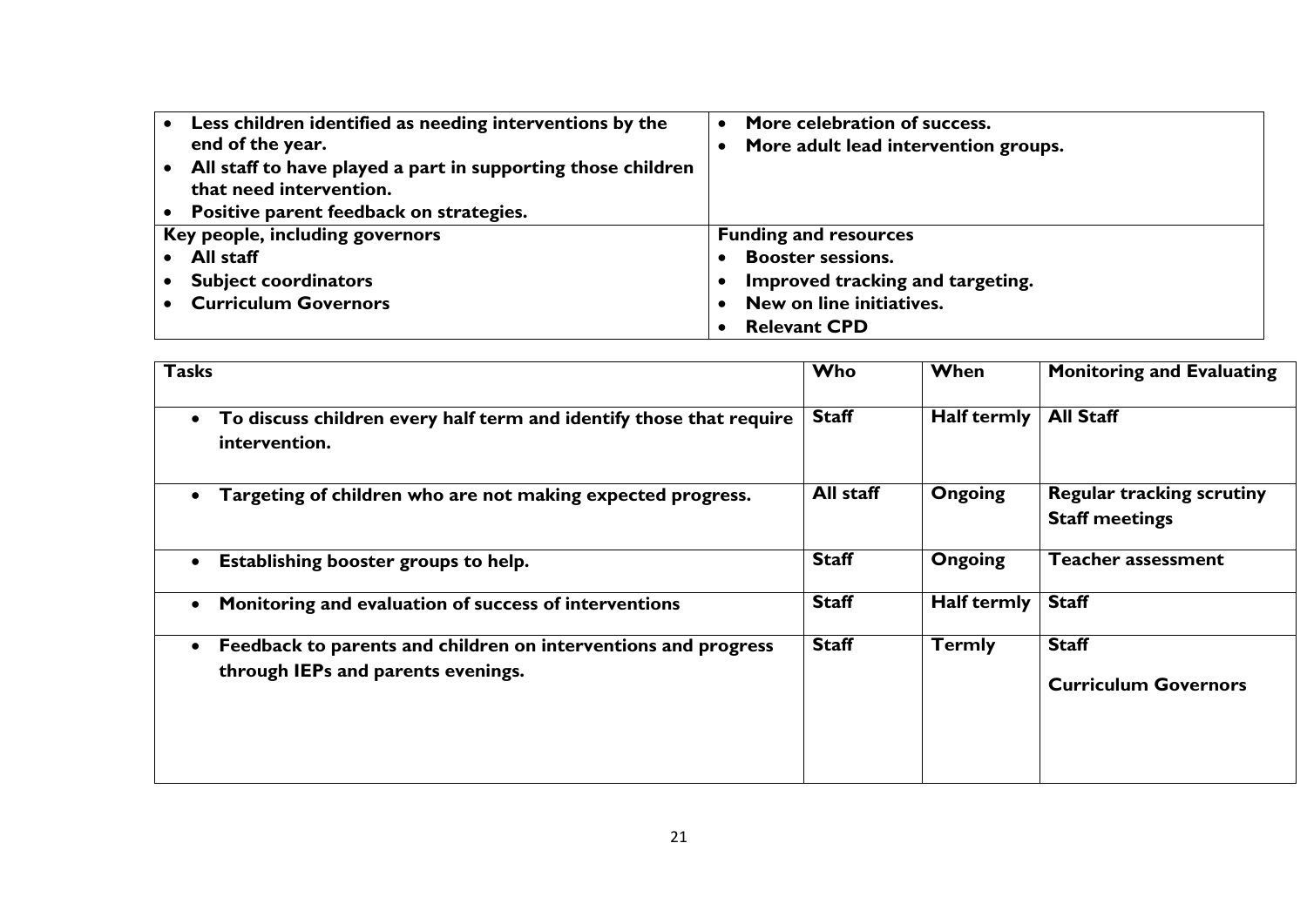| | |
|---|---|
| • **Less children identified as needing interventions by the end of the year.**<br>• **All staff to have played a part in supporting those children that need intervention.**<br>• **Positive parent feedback on strategies.** | • **More celebration of success.**<br>• **More adult lead intervention groups.** |
| **Key people, including governors**<br>• **All staff**<br>• **Subject coordinators**<br>• **Curriculum Governors** | **Funding and resources**<br>• **Booster sessions.**<br>• **Improved tracking and targeting.**<br>• **New on line initiatives.**<br>• **Relevant CPD** |

| **Tasks** | **Who** | **When** | **Monitoring and Evaluating** |
|---|---|---|---|
| • **To discuss children every half term and identify those that require intervention.** | **Staff** | **Half termly** | **All Staff** |
| • **Targeting of children who are not making expected progress.** | **All staff** | **Ongoing** | **Regular tracking scrutiny**<br>**Staff meetings** |
| • **Establishing booster groups to help.** | **Staff** | **Ongoing** | **Teacher assessment** |
| • **Monitoring and evaluation of success of interventions** | **Staff** | **Half termly** | **Staff** |
| • **Feedback to parents and children on interventions and progress through IEPs and parents evenings.** | **Staff** | **Termly** | **Staff**<br>**Curriculum Governors** |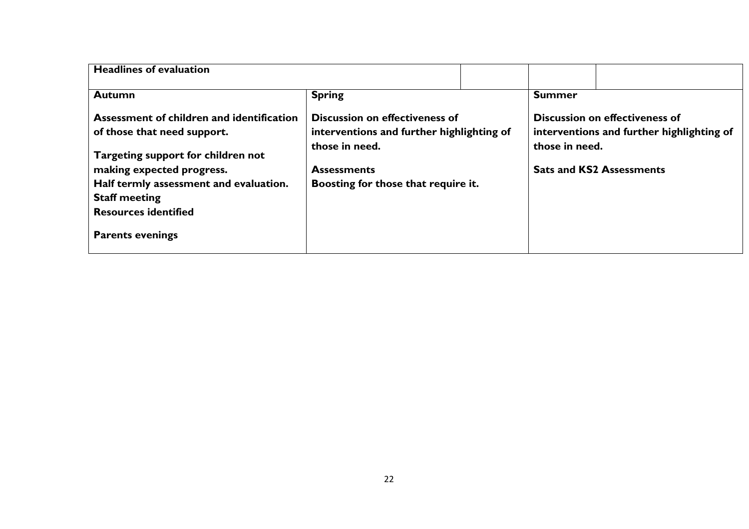| Headlines of evaluation | | |
|---|---|---|
| **Autumn**<br><br>**Assessment of children and identification of those that need support.**<br><br>**Targeting support for children not making expected progress.**<br>**Half termly assessment and evaluation.**<br>**Staff meeting**<br>**Resources identified**<br><br>**Parents evenings** | **Spring**<br><br>**Discussion on effectiveness of interventions and further highlighting of those in need.**<br><br>**Assessments**<br>**Boosting for those that require it.** | **Summer**<br><br>**Discussion on effectiveness of interventions and further highlighting of those in need.**<br><br>**Sats and KS2 Assessments** |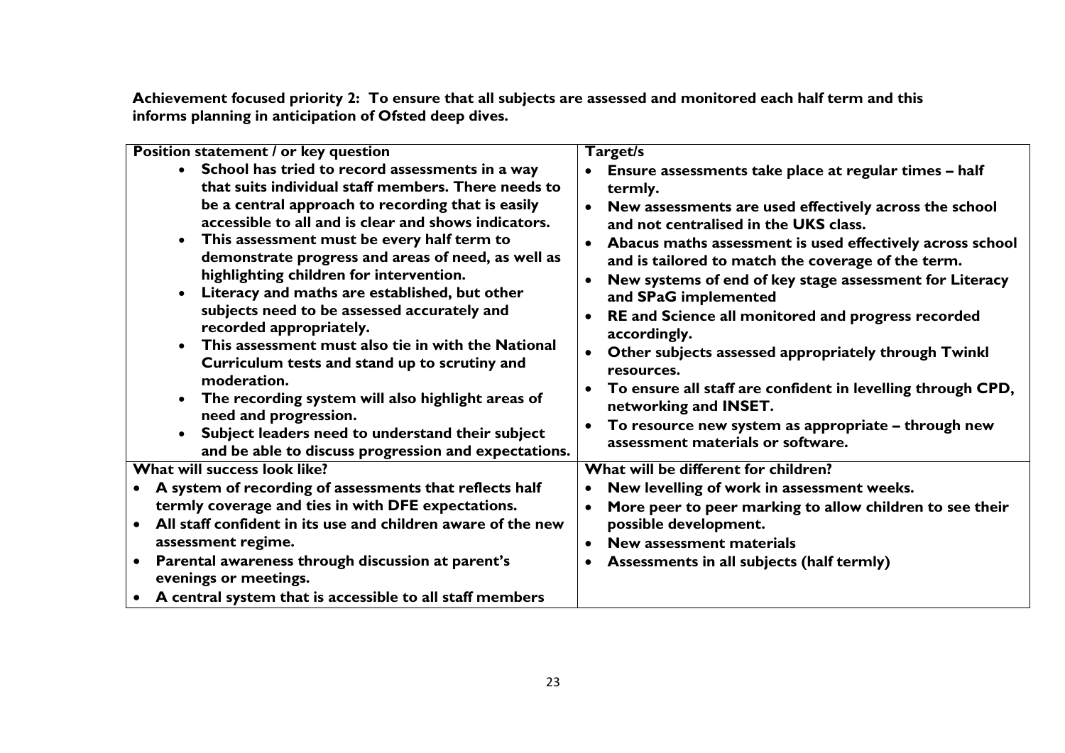**Achievement focused priority 2: To ensure that all subjects are assessed and monitored each half term and this informs planning in anticipation of Ofsted deep dives.**

| **Position statement / or key question** | **Target/s** |
|---|---|
| <ul><li>**School has tried to record assessments in a way that suits individual staff members. There needs to be a central approach to recording that is easily accessible to all and is clear and shows indicators.**</li><li>**This assessment must be every half term to demonstrate progress and areas of need, as well as highlighting children for intervention.**</li><li>**Literacy and maths are established, but other subjects need to be assessed accurately and recorded appropriately.**</li><li>**This assessment must also tie in with the National Curriculum tests and stand up to scrutiny and moderation.**</li><li>**The recording system will also highlight areas of need and progression.**</li><li>**Subject leaders need to understand their subject and be able to discuss progression and expectations.**</li></ul> | <ul><li>**Ensure assessments take place at regular times – half termly.**</li><li>**New assessments are used effectively across the school and not centralised in the UKS class.**</li><li>**Abacus maths assessment is used effectively across school and is tailored to match the coverage of the term.**</li><li>**New systems of end of key stage assessment for Literacy and SPaG implemented**</li><li>**RE and Science all monitored and progress recorded accordingly.**</li><li>**Other subjects assessed appropriately through Twinkl resources.**</li><li>**To ensure all staff are confident in levelling through CPD, networking and INSET.**</li><li>**To resource new system as appropriate – through new assessment materials or software.**</li></ul> |
| **What will success look like?** | **What will be different for children?** |
| <ul><li>**A system of recording of assessments that reflects half termly coverage and ties in with DFE expectations.**</li><li>**All staff confident in its use and children aware of the new assessment regime.**</li><li>**Parental awareness through discussion at parent's evenings or meetings.**</li><li>**A central system that is accessible to all staff members**</li></ul> | <ul><li>**New levelling of work in assessment weeks.**</li><li>**More peer to peer marking to allow children to see their possible development.**</li><li>**New assessment materials**</li><li>**Assessments in all subjects (half termly)**</li></ul> |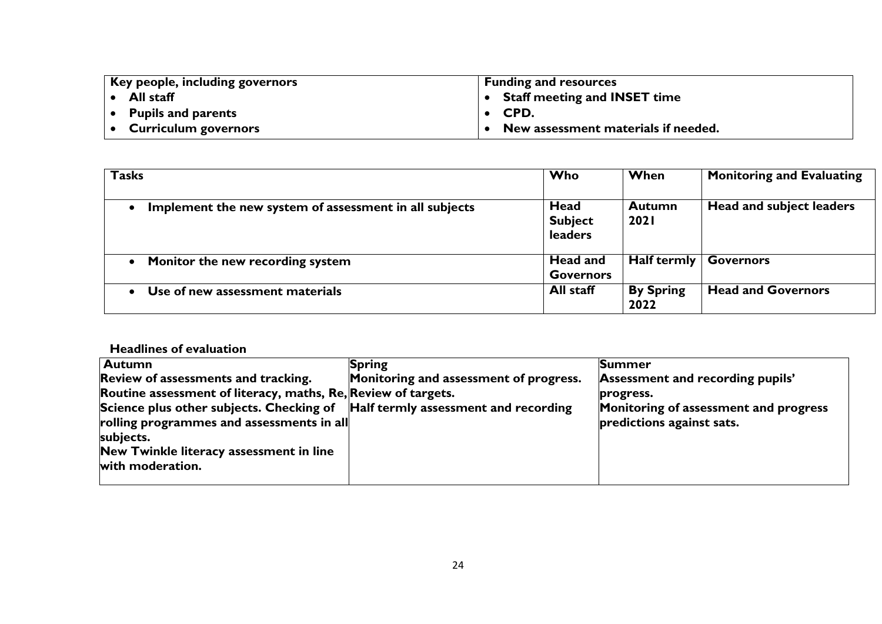| Key people, including governors | Funding and resources |
|---|---|
| • All staff<br>• Pupils and parents<br>• Curriculum governors | • Staff meeting and INSET time<br>• CPD.<br>• New assessment materials if needed. |

| Tasks | Who | When | Monitoring and Evaluating |
|---|---|---|---|
| • Implement the new system of assessment in all subjects | Head<br>Subject leaders | Autumn 2021 | Head and subject leaders |
| • Monitor the new recording system | Head and Governors | Half termly | Governors |
| • Use of new assessment materials | All staff | By Spring 2022 | Head and Governors |

**Headlines of evaluation**

| Autumn | Spring | Summer |
|---|---|---|
| Review of assessments and tracking.<br>Routine assessment of literacy, maths, Re, Science plus other subjects. Checking of rolling programmes and assessments in all subjects.<br>New Twinkle literacy assessment in line with moderation. | Monitoring and assessment of progress.<br>Review of targets.<br>Half termly assessment and recording | Assessment and recording pupils' progress.<br>Monitoring of assessment and progress predictions against sats. |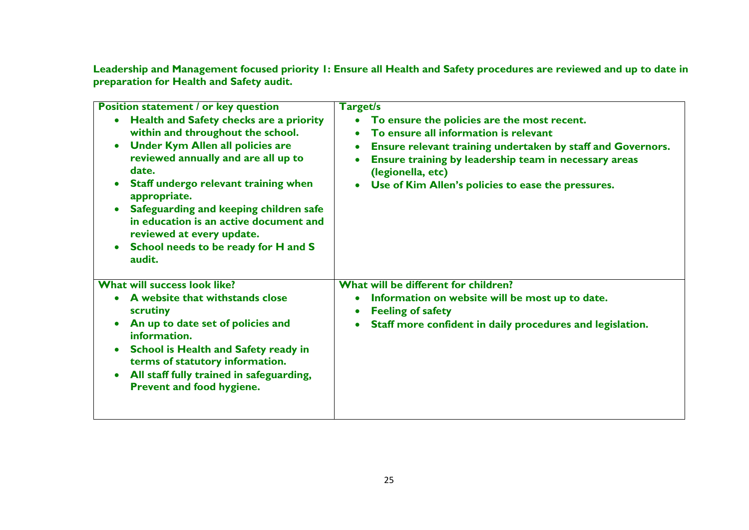**Leadership and Management focused priority 1: Ensure all Health and Safety procedures are reviewed and up to date in preparation for Health and Safety audit.**

| **Position statement / or key question** | **Target/s** |
| --- | --- |
| • **Health and Safety checks are a priority within and throughout the school.**<br>• **Under Kym Allen all policies are reviewed annually and are all up to date.**<br>• **Staff undergo relevant training when appropriate.**<br>• **Safeguarding and keeping children safe in education is an active document and reviewed at every update.**<br>• **School needs to be ready for H and S audit.** | • **To ensure the policies are the most recent.**<br>• **To ensure all information is relevant**<br>• **Ensure relevant training undertaken by staff and Governors.**<br>• **Ensure training by leadership team in necessary areas (legionella, etc)**<br>• **Use of Kim Allen's policies to ease the pressures.** |
| **What will success look like?** | **What will be different for children?** |
| • **A website that withstands close scrutiny**<br>• **An up to date set of policies and information.**<br>• **School is Health and Safety ready in terms of statutory information.**<br>• **All staff fully trained in safeguarding, Prevent and food hygiene.** | • **Information on website will be most up to date.**<br>• **Feeling of safety**<br>• **Staff more confident in daily procedures and legislation.** |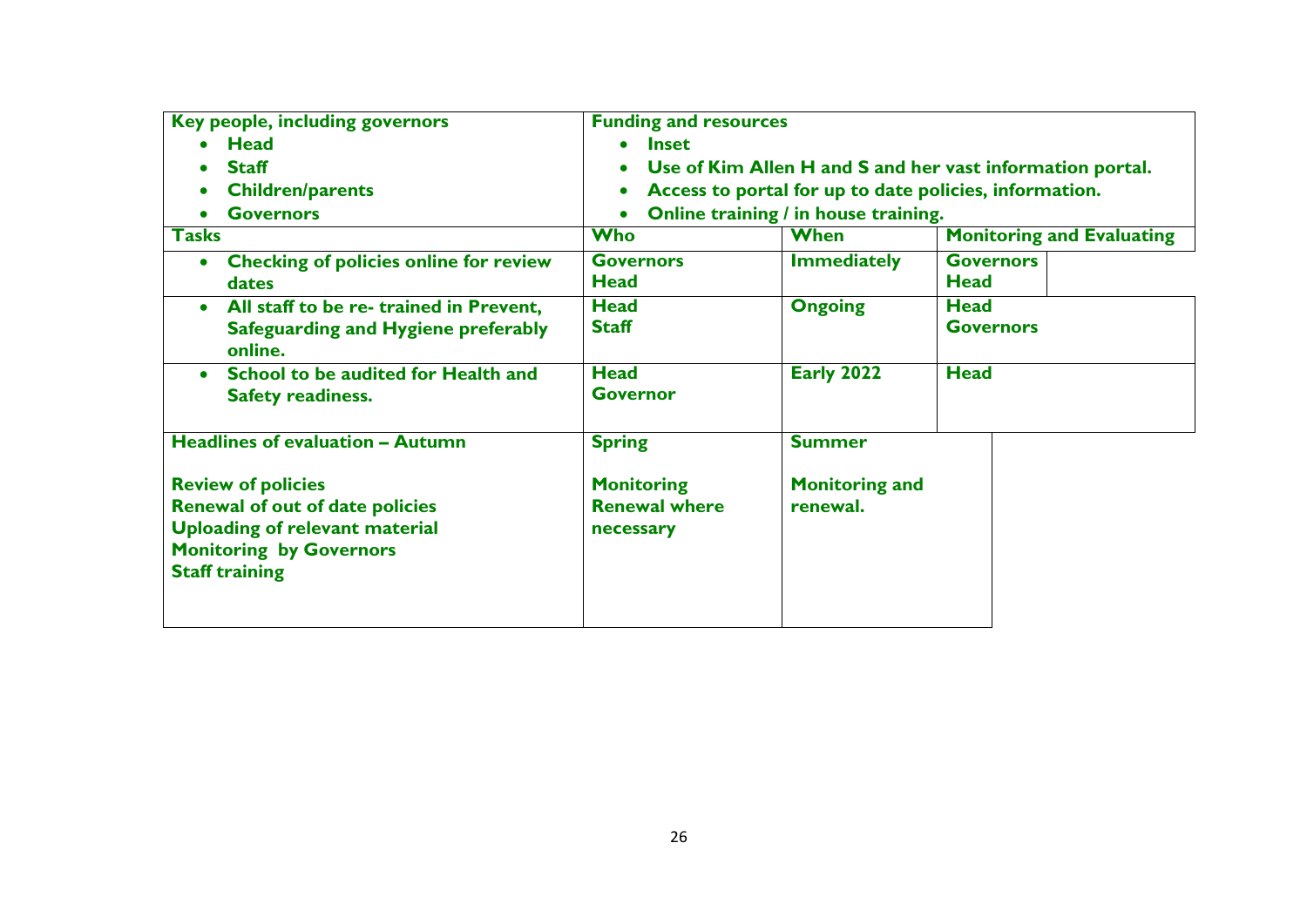| **Key people, including governors**<br>• **Head**<br>• **Staff**<br>• **Children/parents**<br>• **Governors** | **Funding and resources**<br>• **Inset**<br>• **Use of Kim Allen H and S and her vast information portal.**<br>• **Access to portal for up to date policies, information.**<br>• **Online training / in house training.** | | |
|---|---|---|---|
| **Tasks** | **Who** | **When** | **Monitoring and Evaluating** |
| • **Checking of policies online for review dates** | **Governors**<br>**Head** | **Immediately** | **Governors**<br>**Head** |
| • **All staff to be re- trained in Prevent, Safeguarding and Hygiene preferably online.** | **Head**<br>**Staff** | **Ongoing** | **Head**<br>**Governors** |
| • **School to be audited for Health and Safety readiness.** | **Head**<br>**Governor** | **Early 2022** | **Head** |
| **Headlines of evaluation – Autumn**<br><br>**Review of policies**<br>**Renewal of out of date policies**<br>**Uploading of relevant material**<br>**Monitoring by Governors**<br>**Staff training** | **Spring**<br><br>**Monitoring**<br>**Renewal where necessary** | **Summer**<br><br>**Monitoring and renewal.** | |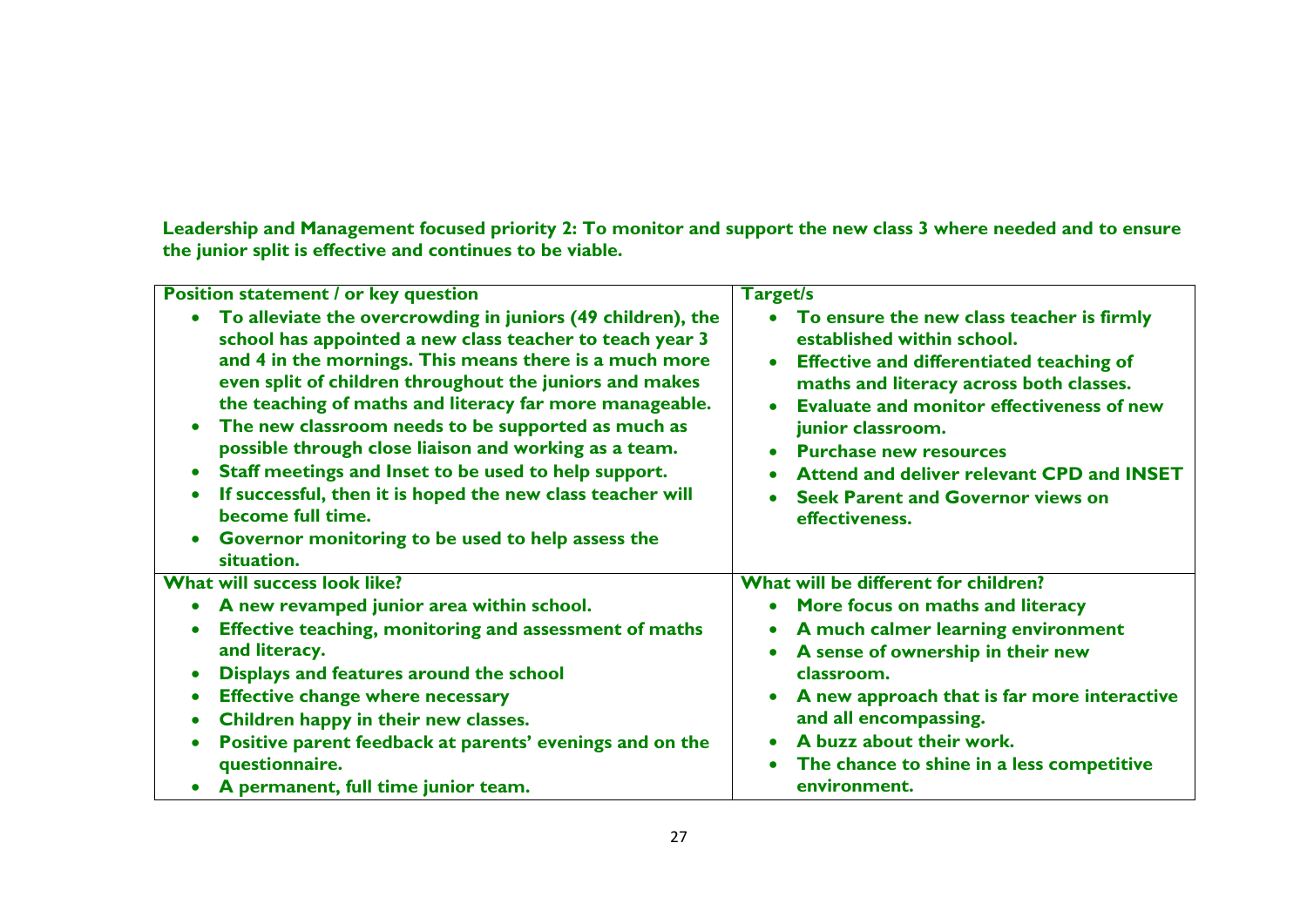**Leadership and Management focused priority 2: To monitor and support the new class 3 where needed and to ensure the junior split is effective and continues to be viable.**

| **Position statement / or key question** | **Target/s** |
|---|---|
| • **To alleviate the overcrowding in juniors (49 children), the school has appointed a new class teacher to teach year 3 and 4 in the mornings. This means there is a much more even split of children throughout the juniors and makes the teaching of maths and literacy far more manageable.**<br>• **The new classroom needs to be supported as much as possible through close liaison and working as a team.**<br>• **Staff meetings and Inset to be used to help support.**<br>• **If successful, then it is hoped the new class teacher will become full time.**<br>• **Governor monitoring to be used to help assess the situation.** | • **To ensure the new class teacher is firmly established within school.**<br>• **Effective and differentiated teaching of maths and literacy across both classes.**<br>• **Evaluate and monitor effectiveness of new junior classroom.**<br>• **Purchase new resources**<br>• **Attend and deliver relevant CPD and INSET**<br>• **Seek Parent and Governor views on effectiveness.** |
| **What will success look like?** | **What will be different for children?** |
| • **A new revamped junior area within school.**<br>• **Effective teaching, monitoring and assessment of maths and literacy.**<br>• **Displays and features around the school**<br>• **Effective change where necessary**<br>• **Children happy in their new classes.**<br>• **Positive parent feedback at parents' evenings and on the questionnaire.**<br>• **A permanent, full time junior team.** | • **More focus on maths and literacy**<br>• **A much calmer learning environment**<br>• **A sense of ownership in their new classroom.**<br>• **A new approach that is far more interactive and all encompassing.**<br>• **A buzz about their work.**<br>• **The chance to shine in a less competitive environment.** |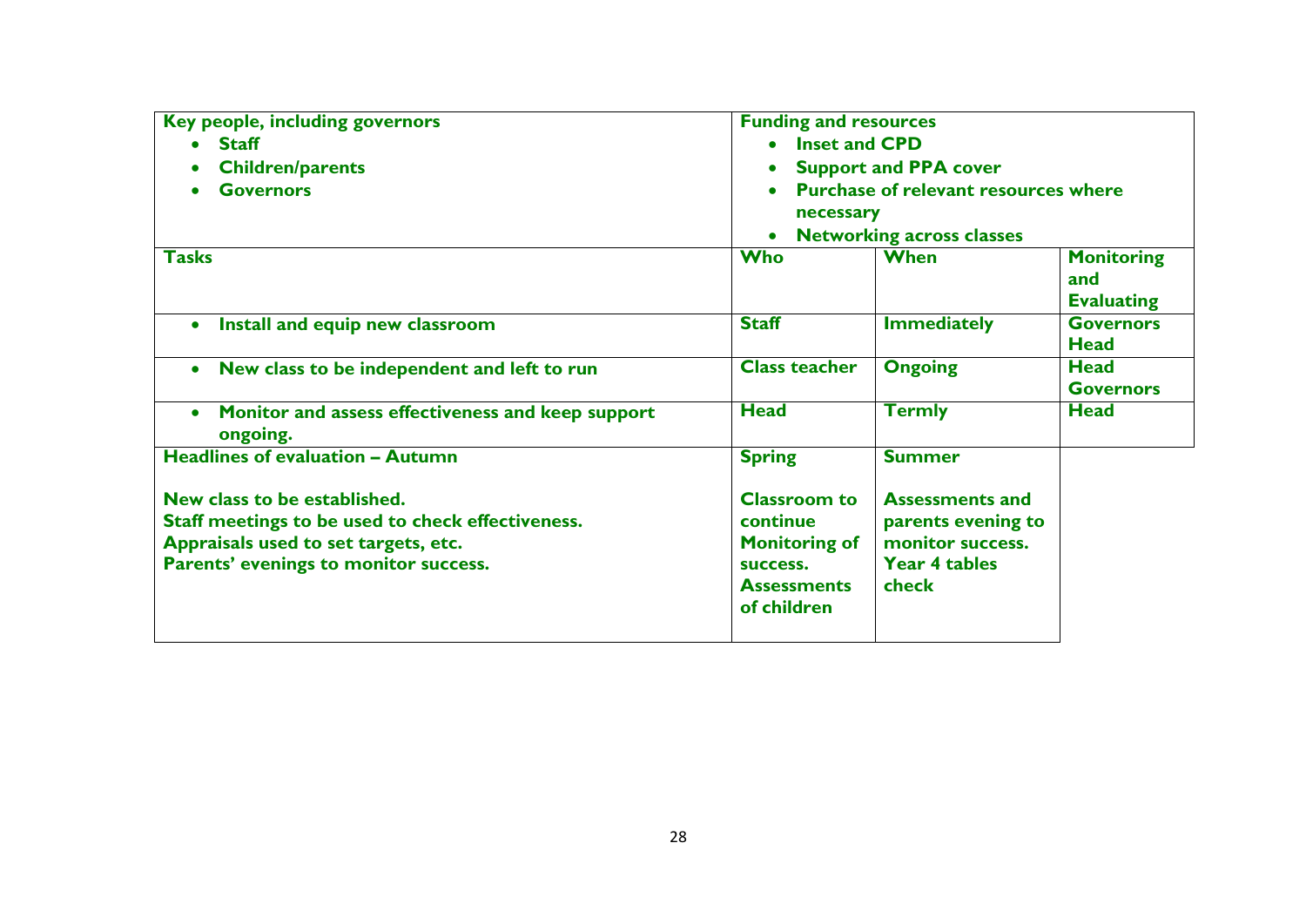| Key people, including governors<br>• Staff<br>• Children/parents<br>• Governors | Funding and resources<br>• Inset and CPD<br>• Support and PPA cover<br>• Purchase of relevant resources where necessary<br>• Networking across classes | | |
|---|---|---|---|
| **Tasks** | **Who** | **When** | **Monitoring and Evaluating** |
| • Install and equip new classroom | Staff | Immediately | Governors<br>Head |
| • New class to be independent and left to run | Class teacher | Ongoing | Head<br>Governors |
| • Monitor and assess effectiveness and keep support ongoing. | Head | Termly | Head |
| **Headlines of evaluation – Autumn**<br><br>New class to be established.<br>Staff meetings to be used to check effectiveness.<br>Appraisals used to set targets, etc.<br>Parents' evenings to monitor success. | **Spring**<br><br>Classroom to continue<br>Monitoring of success.<br>Assessments of children | **Summer**<br><br>Assessments and parents evening to monitor success.<br>Year 4 tables check | |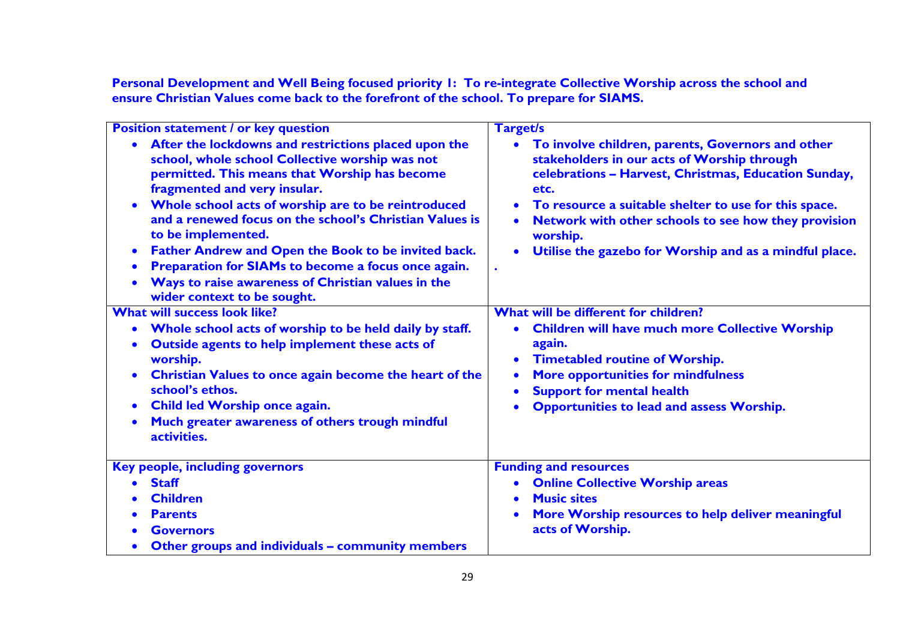**Personal Development and Well Being focused priority 1: To re-integrate Collective Worship across the school and ensure Christian Values come back to the forefront of the school. To prepare for SIAMS.**

| Position statement / or key question | Target/s |
| --- | --- |
| • After the lockdowns and restrictions placed upon the school, whole school Collective worship was not permitted. This means that Worship has become fragmented and very insular.<br>• Whole school acts of worship are to be reintroduced and a renewed focus on the school's Christian Values is to be implemented.<br>• Father Andrew and Open the Book to be invited back.<br>• Preparation for SIAMs to become a focus once again.<br>• Ways to raise awareness of Christian values in the wider context to be sought. | • To involve children, parents, Governors and other stakeholders in our acts of Worship through celebrations – Harvest, Christmas, Education Sunday, etc.<br>• To resource a suitable shelter to use for this space.<br>• Network with other schools to see how they provision worship.<br>• Utilise the gazebo for Worship and as a mindful place.<br>. |
| **What will success look like?** | **What will be different for children?** |
| • Whole school acts of worship to be held daily by staff.<br>• Outside agents to help implement these acts of worship.<br>• Christian Values to once again become the heart of the school's ethos.<br>• Child led Worship once again.<br>• Much greater awareness of others trough mindful activities. | • Children will have much more Collective Worship again.<br>• Timetabled routine of Worship.<br>• More opportunities for mindfulness<br>• Support for mental health<br>• Opportunities to lead and assess Worship. |
| **Key people, including governors** | **Funding and resources** |
| • Staff<br>• Children<br>• Parents<br>• Governors<br>• Other groups and individuals – community members | • Online Collective Worship areas<br>• Music sites<br>• More Worship resources to help deliver meaningful acts of Worship. |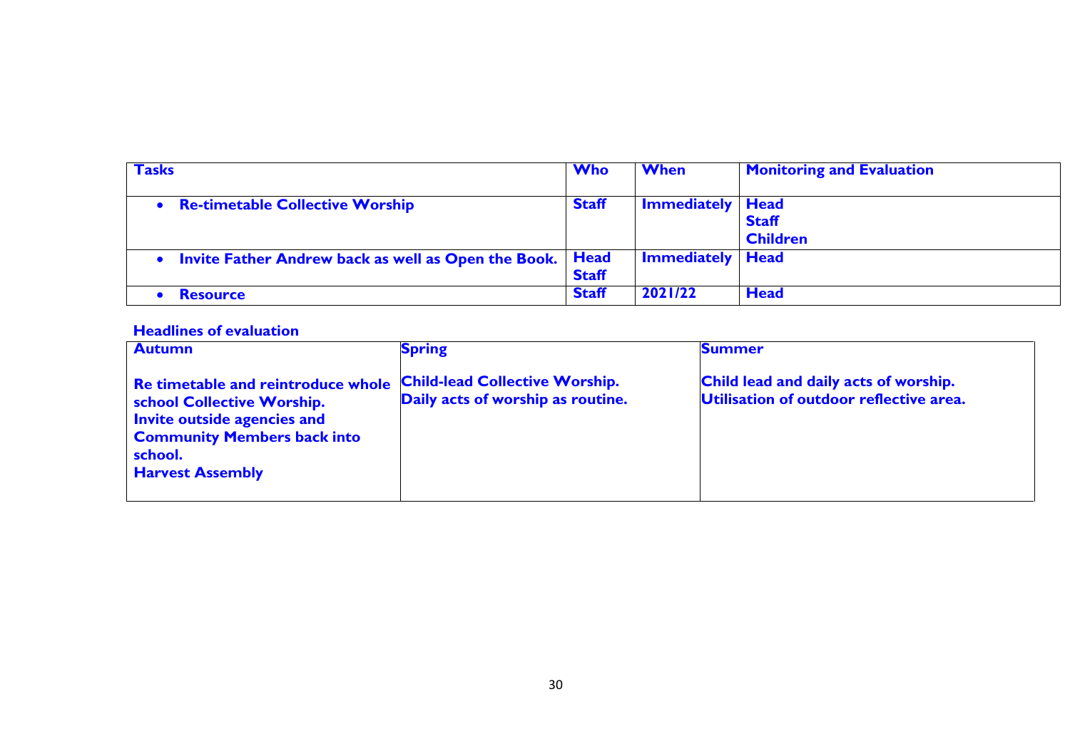| **Tasks** | **Who** | **When** | **Monitoring and Evaluation** |
|---|---|---|---|
| • **Re-timetable Collective Worship** | **Staff** | **Immediately** | **Head**<br>**Staff**<br>**Children** |
| • **Invite Father Andrew back as well as Open the Book.** | **Head**<br>**Staff** | **Immediately** | **Head** |
| • **Resource** | **Staff** | **2021/22** | **Head** |

**Headlines of evaluation**

| **Autumn** | **Spring** | **Summer** |
|---|---|---|
| **Re timetable and reintroduce whole school Collective Worship.**<br>**Invite outside agencies and Community Members back into school.**<br>**Harvest Assembly** | **Child-lead Collective Worship.**<br>**Daily acts of worship as routine.** | **Child lead and daily acts of worship.**<br>**Utilisation of outdoor reflective area.** |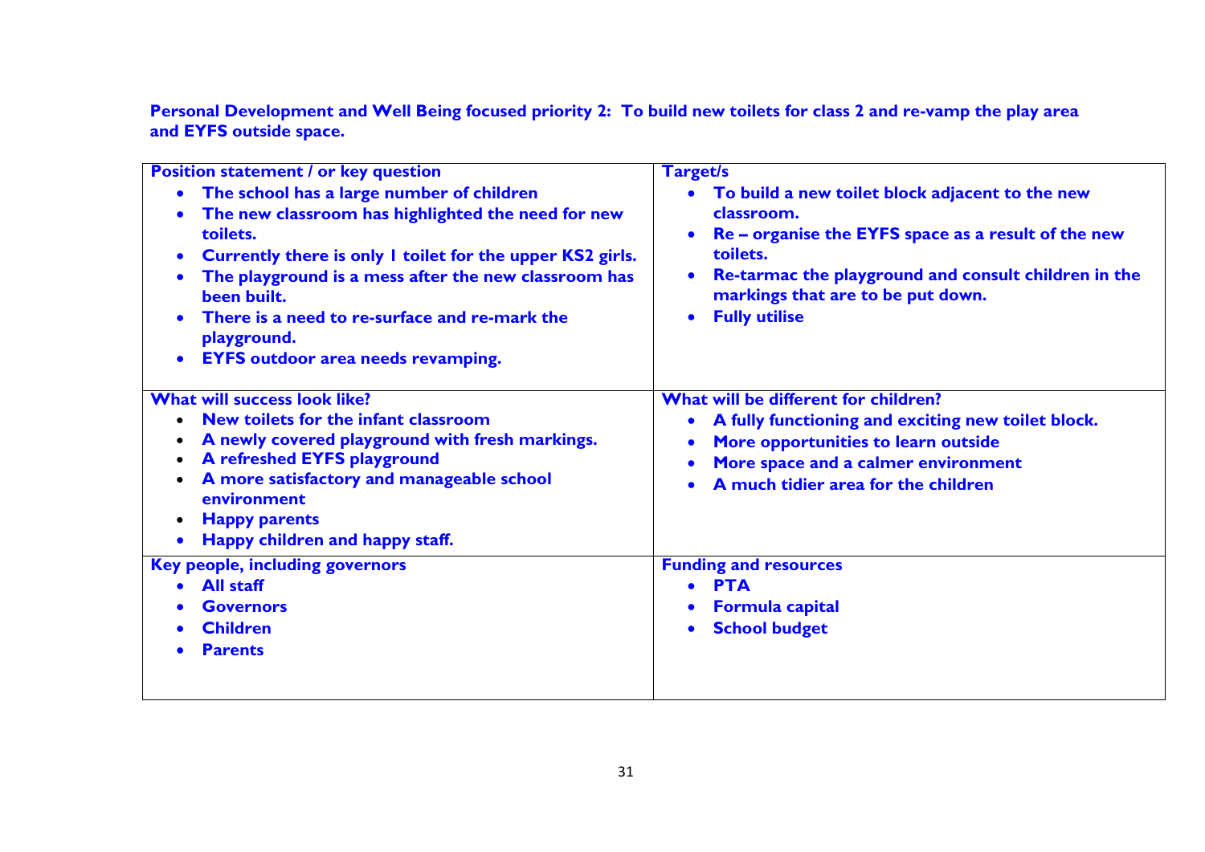**Personal Development and Well Being focused priority 2: To build new toilets for class 2 and re-vamp the play area and EYFS outside space.**

| **Position statement / or key question** | **Target/s** |
|---|---|
| • **The school has a large number of children**<br>• **The new classroom has highlighted the need for new toilets.**<br>• **Currently there is only 1 toilet for the upper KS2 girls.**<br>• **The playground is a mess after the new classroom has been built.**<br>• **There is a need to re-surface and re-mark the playground.**<br>• **EYFS outdoor area needs revamping.** | • **To build a new toilet block adjacent to the new classroom.**<br>• **Re – organise the EYFS space as a result of the new toilets.**<br>• **Re-tarmac the playground and consult children in the markings that are to be put down.**<br>• **Fully utilise** |
| **What will success look like?** | **What will be different for children?** |
| • **New toilets for the infant classroom**<br>• **A newly covered playground with fresh markings.**<br>• **A refreshed EYFS playground**<br>• **A more satisfactory and manageable school environment**<br>• **Happy parents**<br>• **Happy children and happy staff.** | • **A fully functioning and exciting new toilet block.**<br>• **More opportunities to learn outside**<br>• **More space and a calmer environment**<br>• **A much tidier area for the children** |
| **Key people, including governors** | **Funding and resources** |
| • **All staff**<br>• **Governors**<br>• **Children**<br>• **Parents** | • **PTA**<br>• **Formula capital**<br>• **School budget** |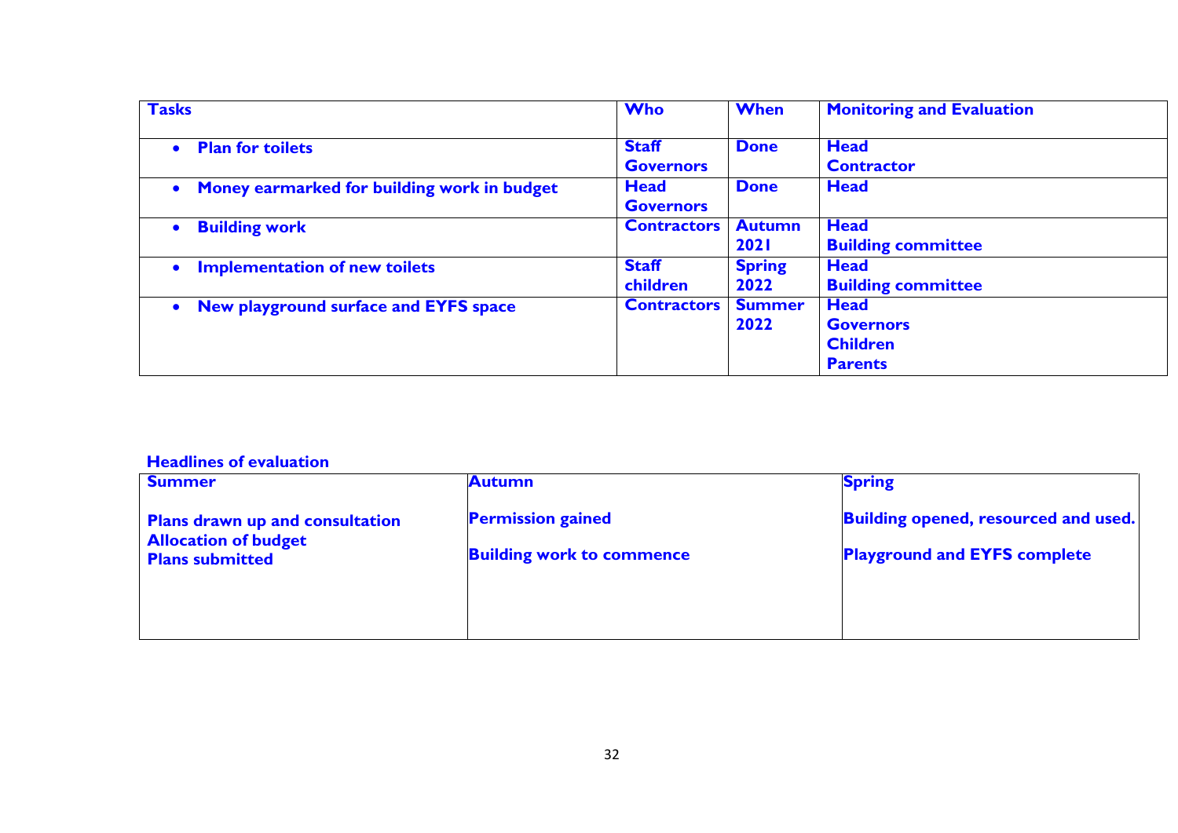| Tasks | Who | When | Monitoring and Evaluation |
|---|---|---|---|
| • Plan for toilets | Staff Governors | Done | Head Contractor |
| • Money earmarked for building work in budget | Head Governors | Done | Head |
| • Building work | Contractors | Autumn 2021 | Head Building committee |
| • Implementation of new toilets | Staff children | Spring 2022 | Head Building committee |
| • New playground surface and EYFS space | Contractors | Summer 2022 | Head Governors Children Parents |

**Headlines of evaluation**

| Summer | Autumn | Spring |
|---|---|---|
| Plans drawn up and consultation<br>Allocation of budget<br>Plans submitted | Permission gained<br><br>Building work to commence | Building opened, resourced and used.<br><br>Playground and EYFS complete |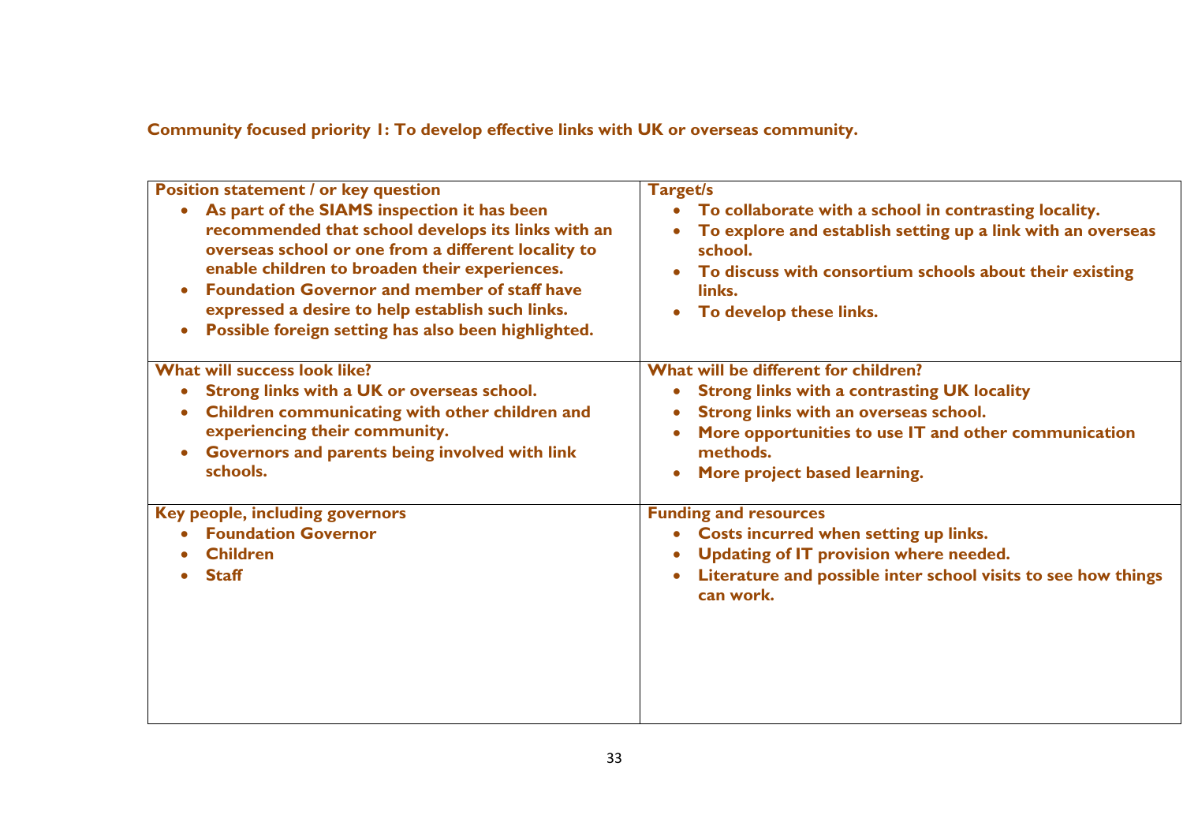**Community focused priority 1: To develop effective links with UK or overseas community.**

| **Position statement / or key question** | **Target/s** |
| --- | --- |
| • As part of the SIAMS inspection it has been recommended that school develops its links with an overseas school or one from a different locality to enable children to broaden their experiences.<br>• Foundation Governor and member of staff have expressed a desire to help establish such links.<br>• Possible foreign setting has also been highlighted. | • To collaborate with a school in contrasting locality.<br>• To explore and establish setting up a link with an overseas school.<br>• To discuss with consortium schools about their existing links.<br>• To develop these links. |
| **What will success look like?**<br>• Strong links with a UK or overseas school.<br>• Children communicating with other children and experiencing their community.<br>• Governors and parents being involved with link schools. | **What will be different for children?**<br>• Strong links with a contrasting UK locality<br>• Strong links with an overseas school.<br>• More opportunities to use IT and other communication methods.<br>• More project based learning. |
| **Key people, including governors**<br>• Foundation Governor<br>• Children<br>• Staff | **Funding and resources**<br>• Costs incurred when setting up links.<br>• Updating of IT provision where needed.<br>• Literature and possible inter school visits to see how things can work. |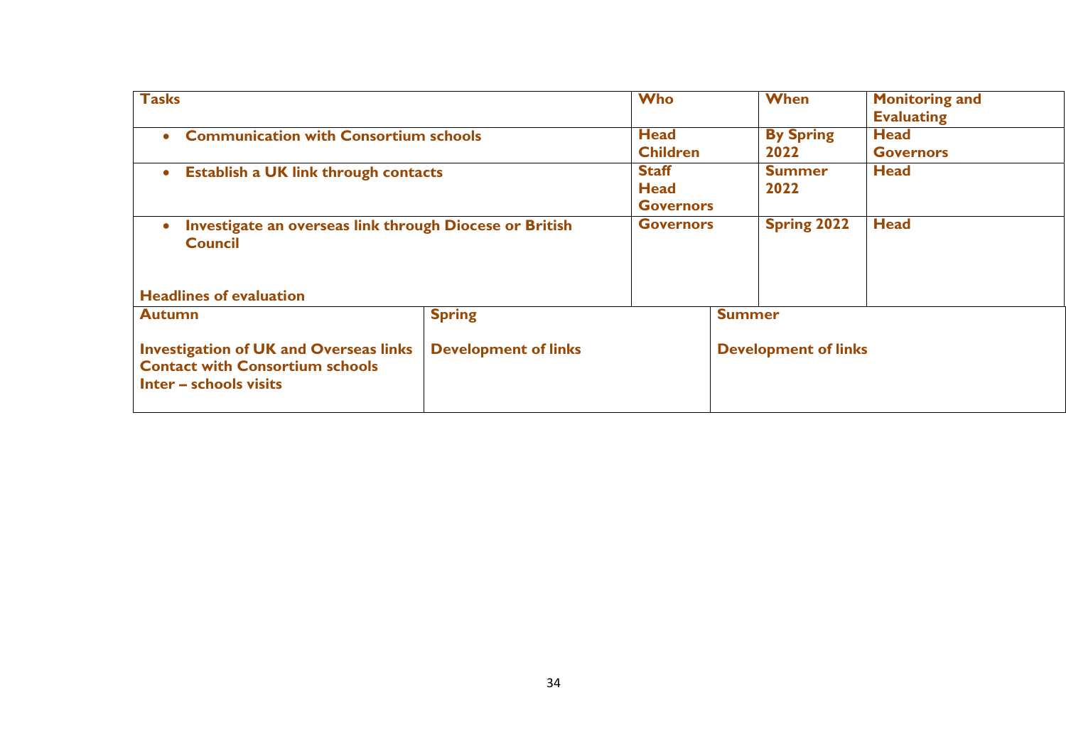| Tasks | Who | When | Monitoring and Evaluating |
|---|---|---|---|
| • Communication with Consortium schools | Head<br>Children | By Spring 2022 | Head<br>Governors |
| • Establish a UK link through contacts | Staff<br>Head<br>Governors | Summer 2022 | Head |
| • Investigate an overseas link through Diocese or British Council<br><br>Headlines of evaluation | Governors | Spring 2022 | Head |

| Autumn | Spring | Summer |
|---|---|---|
| Investigation of UK and Overseas links<br>Contact with Consortium schools<br>Inter – schools visits | Development of links | Development of links |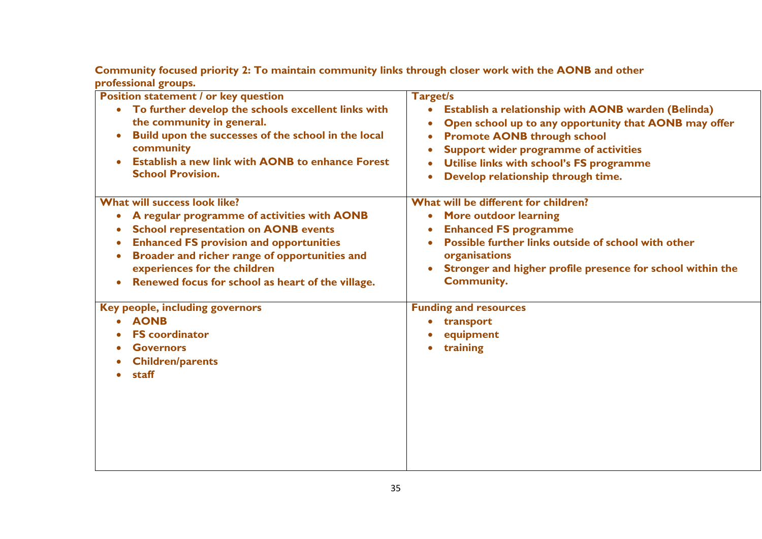**Community focused priority 2: To maintain community links through closer work with the AONB and other professional groups.**

| Position statement / or key question | Target/s |
|---|---|
| <ul><li>To further develop the schools excellent links with the community in general.</li><li>Build upon the successes of the school in the local community</li><li>Establish a new link with AONB to enhance Forest School Provision.</li></ul> | <ul><li>Establish a relationship with AONB warden (Belinda)</li><li>Open school up to any opportunity that AONB may offer</li><li>Promote AONB through school</li><li>Support wider programme of activities</li><li>Utilise links with school's FS programme</li><li>Develop relationship through time.</li></ul> |
| **What will success look like?** | **What will be different for children?** |
| <ul><li>A regular programme of activities with AONB</li><li>School representation on AONB events</li><li>Enhanced FS provision and opportunities</li><li>Broader and richer range of opportunities and experiences for the children</li><li>Renewed focus for school as heart of the village.</li></ul> | <ul><li>More outdoor learning</li><li>Enhanced FS programme</li><li>Possible further links outside of school with other organisations</li><li>Stronger and higher profile presence for school within the Community.</li></ul> |
| **Key people, including governors** | **Funding and resources** |
| <ul><li>AONB</li><li>FS coordinator</li><li>Governors</li><li>Children/parents</li><li>staff</li></ul> | <ul><li>transport</li><li>equipment</li><li>training</li></ul> |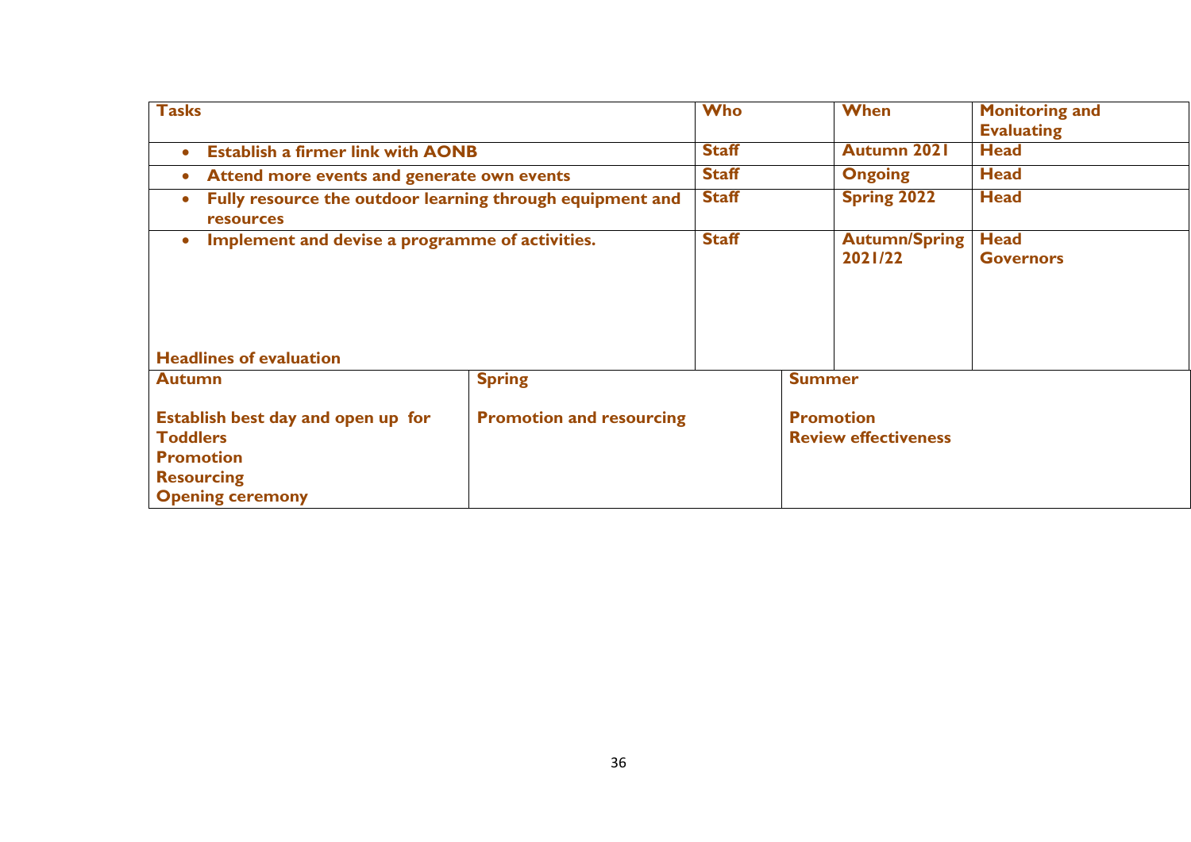| Tasks | Who | When | Monitoring and Evaluating |
|---|---|---|---|
| • Establish a firmer link with AONB | Staff | Autumn 2021 | Head |
| • Attend more events and generate own events | Staff | Ongoing | Head |
| • Fully resource the outdoor learning through equipment and resources | Staff | Spring 2022 | Head |
| • Implement and devise a programme of activities. | Staff | Autumn/Spring 2021/22 | Head<br>Governors |

**Headlines of evaluation**

| Autumn | Spring | Summer |
|---|---|---|
| Establish best day and open up for Toddlers<br>Promotion<br>Resourcing<br>Opening ceremony | Promotion and resourcing | Promotion<br>Review effectiveness |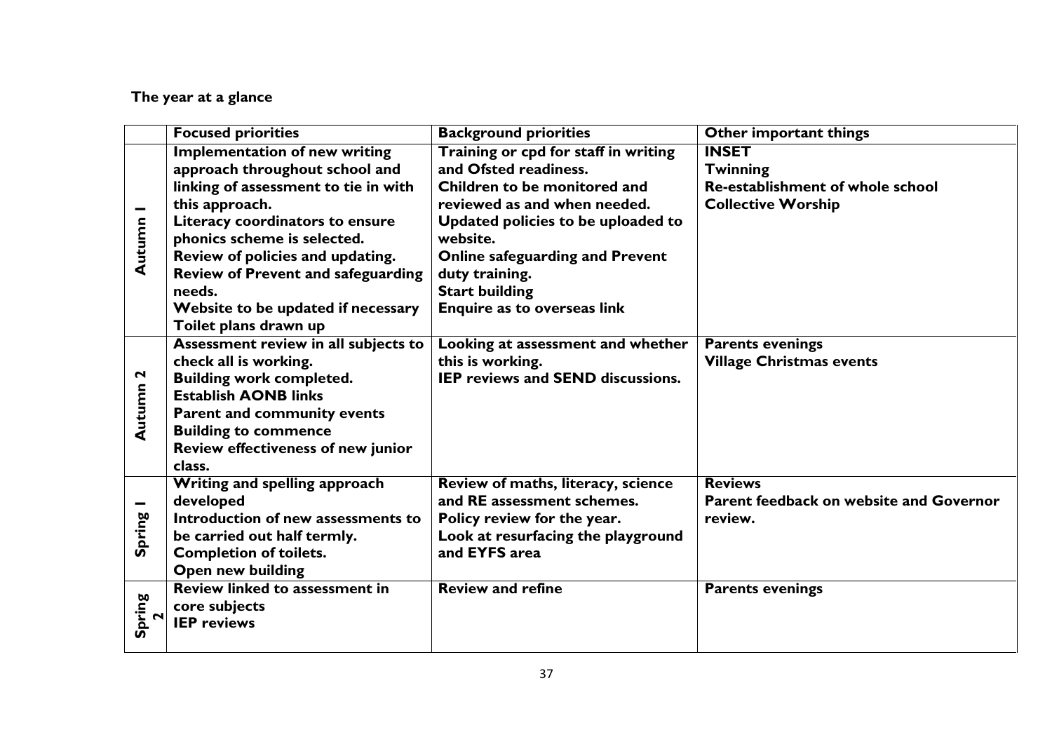**The year at a glance**

| | Focused priorities | Background priorities | Other important things |
|---|---|---|---|
| **Autumn 1** | **Implementation of new writing approach throughout school and linking of assessment to tie in with this approach.**<br>**Literacy coordinators to ensure phonics scheme is selected.**<br>**Review of policies and updating.**<br>**Review of Prevent and safeguarding needs.**<br>**Website to be updated if necessary**<br>**Toilet plans drawn up** | **Training or cpd for staff in writing and Ofsted readiness.**<br>**Children to be monitored and reviewed as and when needed.**<br>**Updated policies to be uploaded to website.**<br>**Online safeguarding and Prevent duty training.**<br>**Start building**<br>**Enquire as to overseas link** | **INSET**<br>**Twinning**<br>**Re-establishment of whole school Collective Worship** |
| **Autumn 2** | **Assessment review in all subjects to check all is working.**<br>**Building work completed.**<br>**Establish AONB links**<br>**Parent and community events**<br>**Building to commence**<br>**Review effectiveness of new junior class.** | **Looking at assessment and whether this is working.**<br>**IEP reviews and SEND discussions.** | **Parents evenings**<br>**Village Christmas events** |
| **Spring 1** | **Writing and spelling approach developed**<br>**Introduction of new assessments to be carried out half termly.**<br>**Completion of toilets.**<br>**Open new building** | **Review of maths, literacy, science and RE assessment schemes.**<br>**Policy review for the year.**<br>**Look at resurfacing the playground and EYFS area** | **Reviews**<br>**Parent feedback on website and Governor review.** |
| **Spring 2** | **Review linked to assessment in core subjects**<br>**IEP reviews** | **Review and refine** | **Parents evenings** |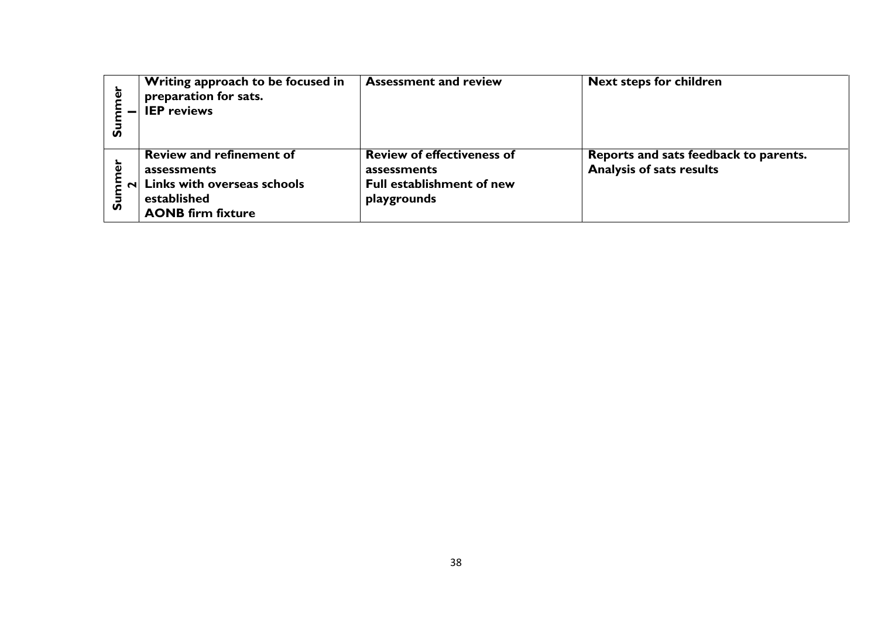| | | | |
|---|---|---|---|
| **Summer 1** | **Writing approach to be focused in preparation for sats.**<br>**IEP reviews** | **Assessment and review** | **Next steps for children** |
| **Summer 2** | **Review and refinement of assessments**<br>**Links with overseas schools established**<br>**AONB firm fixture** | **Review of effectiveness of assessments**<br>**Full establishment of new playgrounds** | **Reports and sats feedback to parents.**<br>**Analysis of sats results** |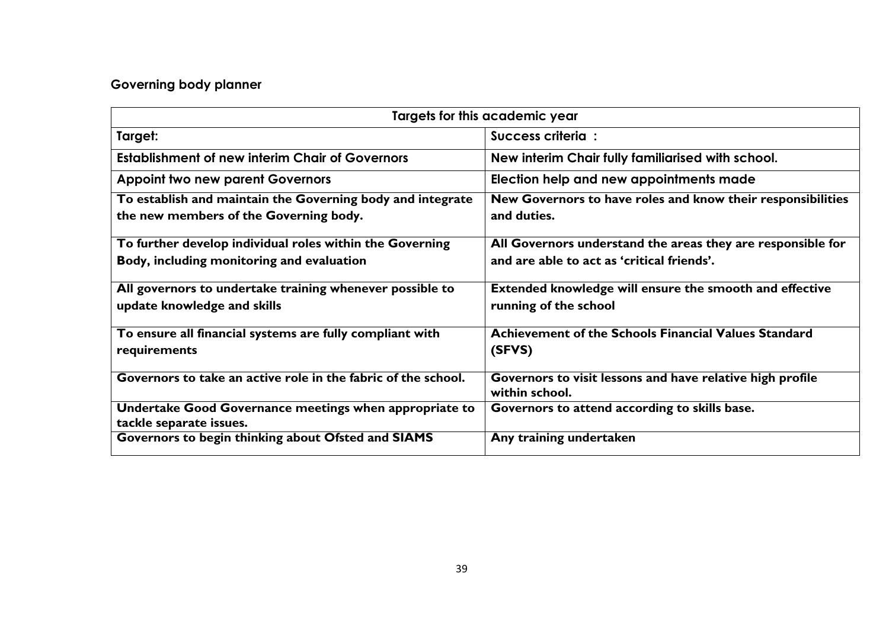## Governing body planner

| Targets for this academic year | |
|---|---|
| **Target:** | **Success criteria :** |
| **Establishment of new interim Chair of Governors** | **New interim Chair fully familiarised with school.** |
| **Appoint two new parent Governors** | **Election help and new appointments made** |
| **To establish and maintain the Governing body and integrate the new members of the Governing body.** | **New Governors to have roles and know their responsibilities and duties.** |
| **To further develop individual roles within the Governing Body, including monitoring and evaluation** | **All Governors understand the areas they are responsible for and are able to act as 'critical friends'.** |
| **All governors to undertake training whenever possible to update knowledge and skills** | **Extended knowledge will ensure the smooth and effective running of the school** |
| **To ensure all financial systems are fully compliant with requirements** | **Achievement of the Schools Financial Values Standard (SFVS)** |
| **Governors to take an active role in the fabric of the school.** | **Governors to visit lessons and have relative high profile within school.** |
| **Undertake Good Governance meetings when appropriate to tackle separate issues.** | **Governors to attend according to skills base.** |
| **Governors to begin thinking about Ofsted and SIAMS** | **Any training undertaken** |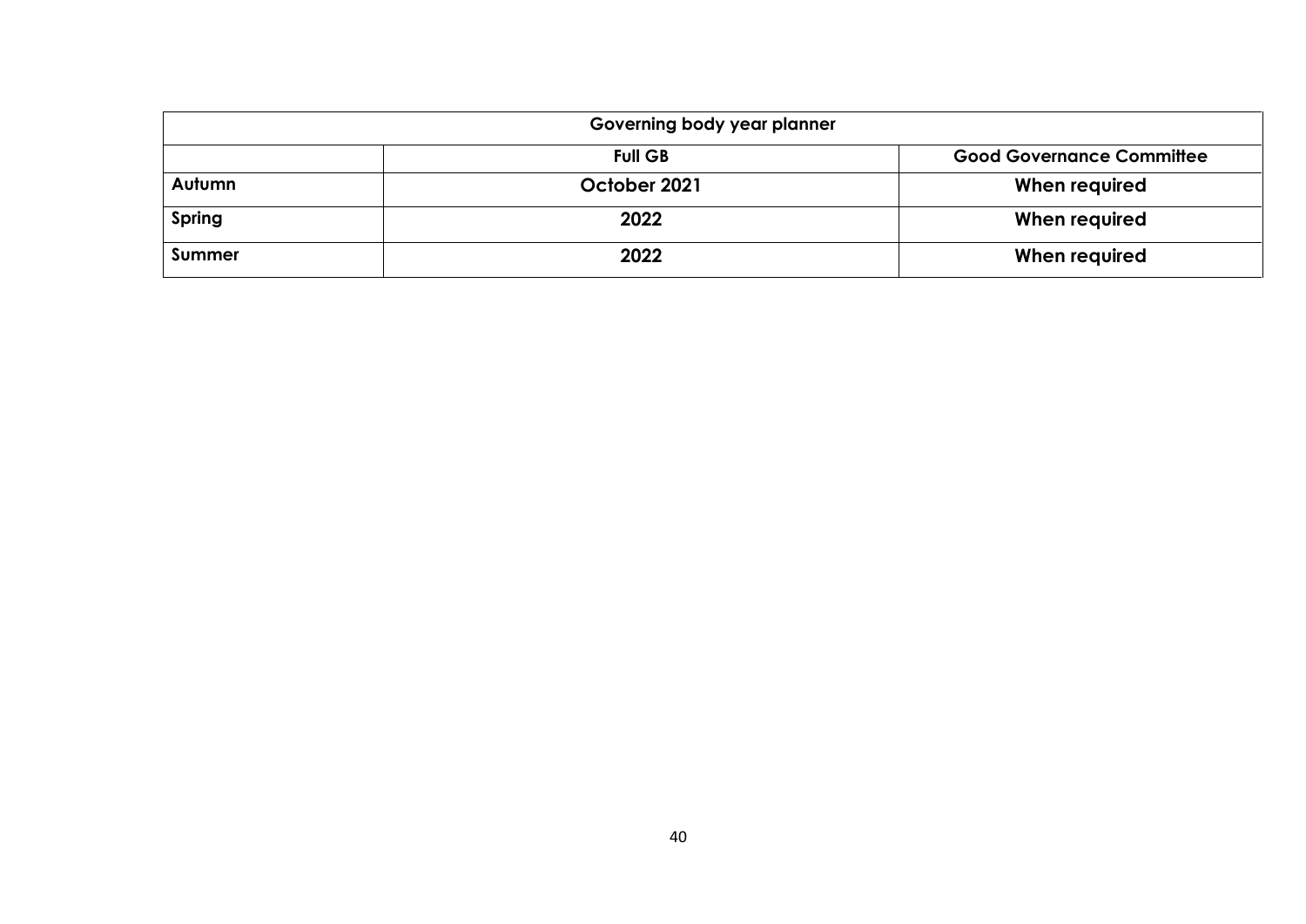| Governing body year planner | | |
|---|---|---|
| | **Full GB** | **Good Governance Committee** |
| **Autumn** | **October 2021** | **When required** |
| **Spring** | **2022** | **When required** |
| **Summer** | **2022** | **When required** |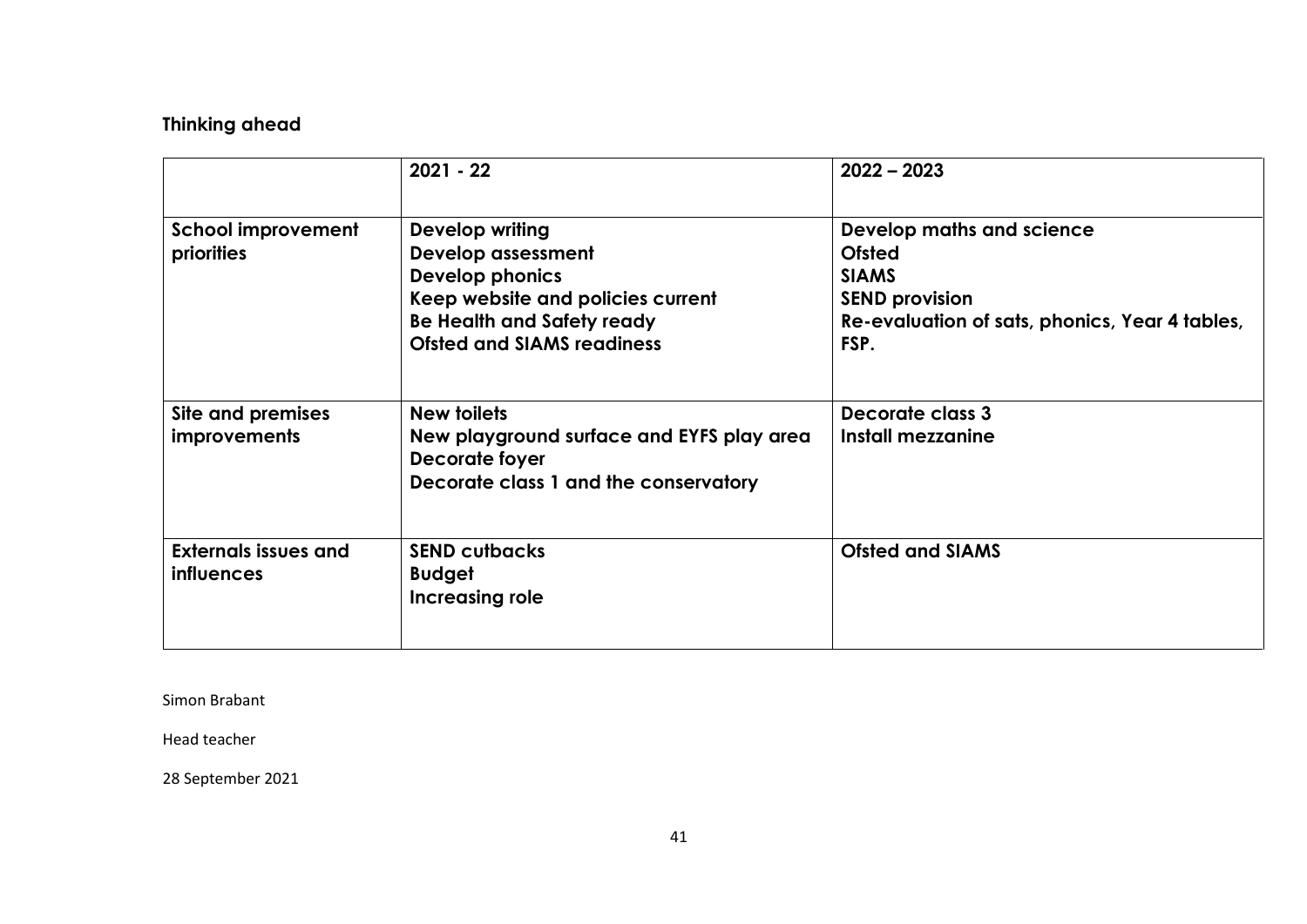## Thinking ahead

| | 2021 - 22 | 2022 – 2023 |
|---|---|---|
| **School improvement priorities** | **Develop writing**<br>**Develop assessment**<br>**Develop phonics**<br>**Keep website and policies current**<br>**Be Health and Safety ready**<br>**Ofsted and SIAMS readiness** | **Develop maths and science**<br>**Ofsted**<br>**SIAMS**<br>**SEND provision**<br>**Re-evaluation of sats, phonics, Year 4 tables, FSP.** |
| **Site and premises improvements** | **New toilets**<br>**New playground surface and EYFS play area**<br>**Decorate foyer**<br>**Decorate class 1 and the conservatory** | **Decorate class 3**<br>**Install mezzanine** |
| **Externals issues and influences** | **SEND cutbacks**<br>**Budget**<br>**Increasing role** | **Ofsted and SIAMS** |

Simon Brabant

Head teacher

28 September 2021